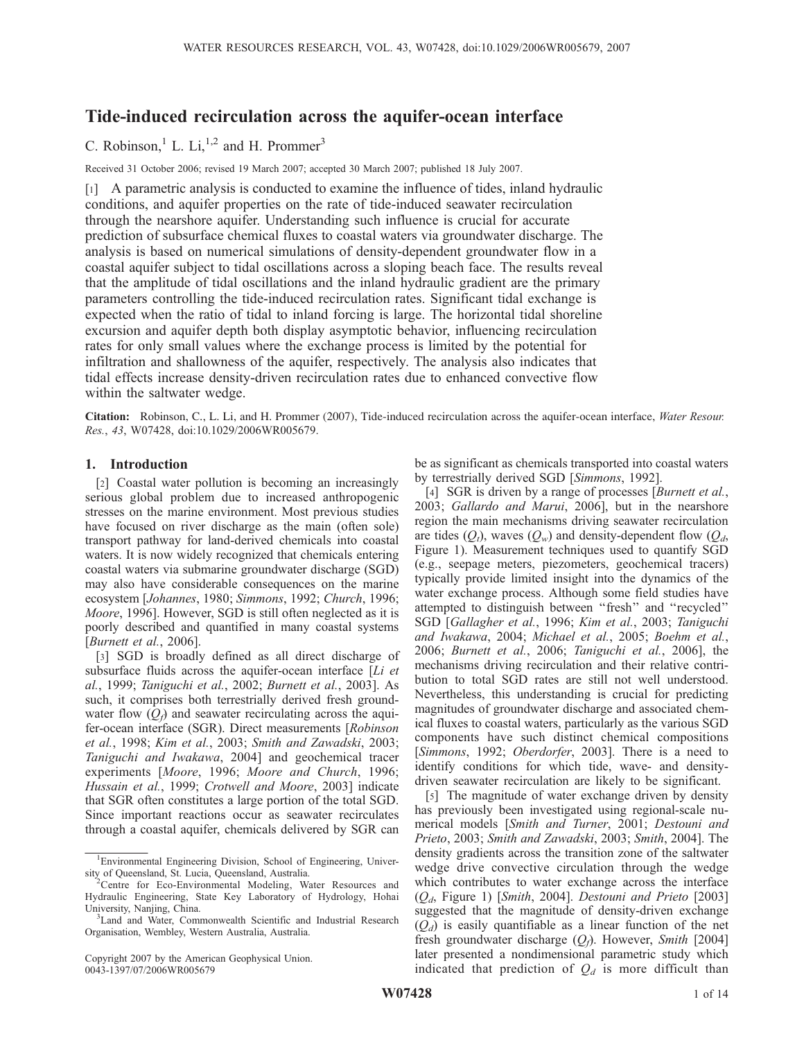# Tide-induced recirculation across the aquifer-ocean interface

C. Robinson,[1] L. Li,[1,2] and H. Prommer[3]

Received 31 October 2006; revised 19 March 2007; accepted 30 March 2007; published 18 July 2007.

[1] A parametric analysis is conducted to examine the influence of tides, inland hydraulic conditions, and aquifer properties on the rate of tide-induced seawater recirculation through the nearshore aquifer. Understanding such influence is crucial for accurate prediction of subsurface chemical fluxes to coastal waters via groundwater discharge. The analysis is based on numerical simulations of density-dependent groundwater flow in a coastal aquifer subject to tidal oscillations across a sloping beach face. The results reveal that the amplitude of tidal oscillations and the inland hydraulic gradient are the primary parameters controlling the tide-induced recirculation rates. Significant tidal exchange is expected when the ratio of tidal to inland forcing is large. The horizontal tidal shoreline excursion and aquifer depth both display asymptotic behavior, influencing recirculation rates for only small values where the exchange process is limited by the potential for infiltration and shallowness of the aquifer, respectively. The analysis also indicates that tidal effects increase density-driven recirculation rates due to enhanced convective flow within the saltwater wedge.

**Citation:** Robinson, C., L. Li, and H. Prommer (2007), Tide-induced recirculation across the aquifer-ocean interface, *Water Resour. Res.*, *43*, W07428, doi:10.1029/2006WR005679.

## 1. Introduction

[2] Coastal water pollution is becoming an increasingly serious global problem due to increased anthropogenic stresses on the marine environment. Most previous studies have focused on river discharge as the main (often sole) transport pathway for land-derived chemicals into coastal waters. It is now widely recognized that chemicals entering coastal waters via submarine groundwater discharge (SGD) may also have considerable consequences on the marine ecosystem [*Johannes*, 1980; *Simmons*, 1992; *Church*, 1996; *Moore*, 1996]. However, SGD is still often neglected as it is poorly described and quantified in many coastal systems [*Burnett et al.*, 2006].

[3] SGD is broadly defined as all direct discharge of subsurface fluids across the aquifer-ocean interface [*Li et al.*, 1999; *Taniguchi et al.*, 2002; *Burnett et al.*, 2003]. As such, it comprises both terrestrially derived fresh groundwater flow ($Q_f$) and seawater recirculating across the aquifer-ocean interface (SGR). Direct measurements [*Robinson et al.*, 1998; *Kim et al.*, 2003; *Smith and Zawadski*, 2003; *Taniguchi and Iwakawa*, 2004] and geochemical tracer experiments [*Moore*, 1996; *Moore and Church*, 1996; *Hussain et al.*, 1999; *Crotwell and Moore*, 2003] indicate that SGR often constitutes a large portion of the total SGD. Since important reactions occur as seawater recirculates through a coastal aquifer, chemicals delivered by SGR can be as significant as chemicals transported into coastal waters by terrestrially derived SGD [*Simmons*, 1992].

[4] SGR is driven by a range of processes [*Burnett et al.*, 2003; *Gallardo and Marui*, 2006], but in the nearshore region the main mechanisms driving seawater recirculation are tides ($Q_t$), waves ($Q_w$) and density-dependent flow ($Q_d$, Figure 1). Measurement techniques used to quantify SGD (e.g., seepage meters, piezometers, geochemical tracers) typically provide limited insight into the dynamics of the water exchange process. Although some field studies have attempted to distinguish between "fresh" and "recycled" SGD [*Gallagher et al.*, 1996; *Kim et al.*, 2003; *Taniguchi and Iwakawa*, 2004; *Michael et al.*, 2005; *Boehm et al.*, 2006; *Burnett et al.*, 2006; *Taniguchi et al.*, 2006], the mechanisms driving recirculation and their relative contribution to total SGD rates are still not well understood. Nevertheless, this understanding is crucial for predicting magnitudes of groundwater discharge and associated chemical fluxes to coastal waters, particularly as the various SGD components have such distinct chemical compositions [*Simmons*, 1992; *Oberdorfer*, 2003]. There is a need to identify conditions for which tide, wave- and density-driven seawater recirculation are likely to be significant.

[5] The magnitude of water exchange driven by density has previously been investigated using regional-scale numerical models [*Smith and Turner*, 2001; *Destouni and Prieto*, 2003; *Smith and Zawadski*, 2003; *Smith*, 2004]. The density gradients across the transition zone of the saltwater wedge drive convective circulation through the wedge which contributes to water exchange across the interface ($Q_d$, Figure 1) [*Smith*, 2004]. *Destouni and Prieto* [2003] suggested that the magnitude of density-driven exchange ($Q_d$) is easily quantifiable as a linear function of the net fresh groundwater discharge ($Q_f$). However, *Smith* [2004] later presented a nondimensional parametric study which indicated that prediction of $Q_d$ is more difficult than

---

[1] Environmental Engineering Division, School of Engineering, University of Queensland, St. Lucia, Queensland, Australia.

[2] Centre for Eco-Environmental Modeling, Water Resources and Hydraulic Engineering, State Key Laboratory of Hydrology, Hohai University, Nanjing, China.

[3] Land and Water, Commonwealth Scientific and Industrial Research Organisation, Wembley, Western Australia, Australia.

Copyright 2007 by the American Geophysical Union.
0043-1397/07/2006WR005679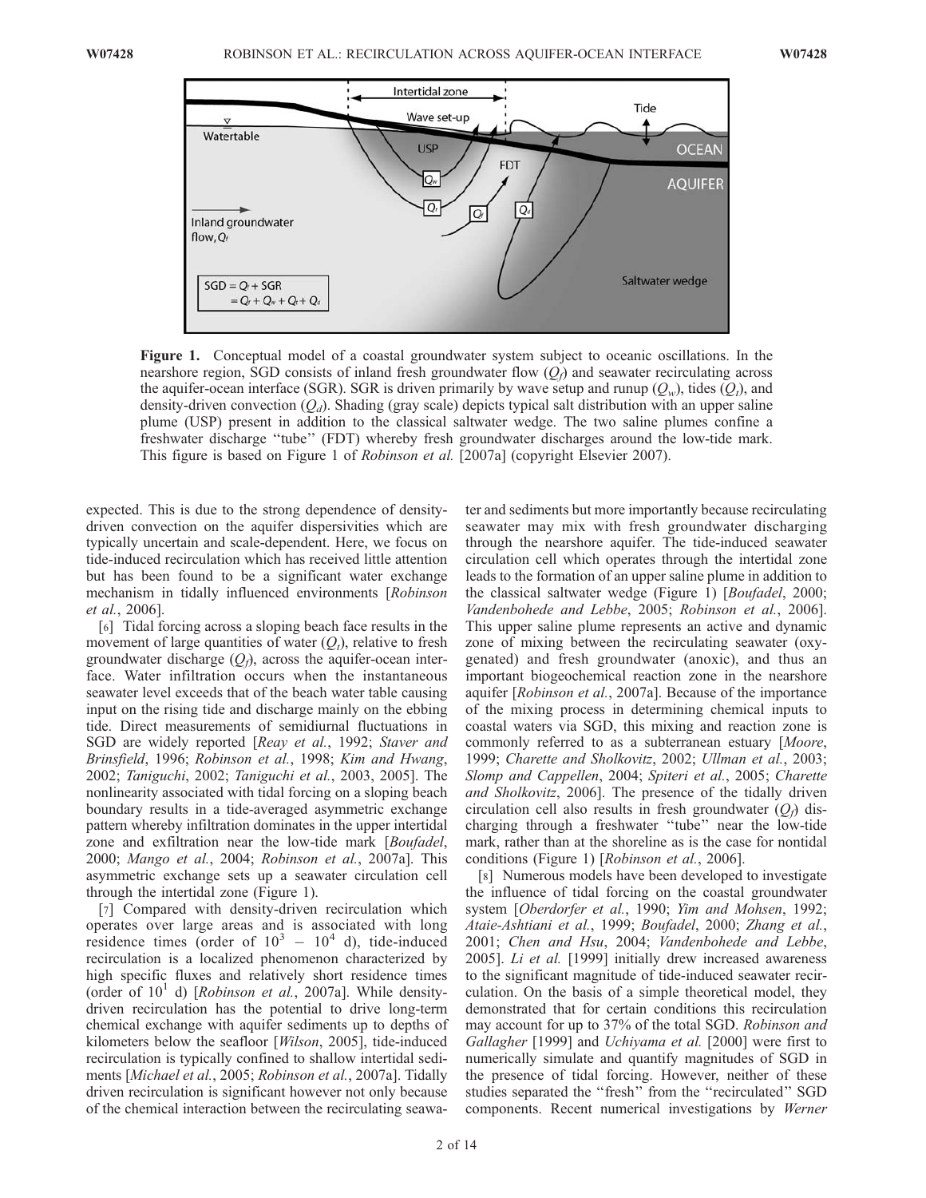**Figure 1.** Conceptual model of a coastal groundwater system subject to oceanic oscillations. In the nearshore region, SGD consists of inland fresh groundwater flow ($Q_f$) and seawater recirculating across the aquifer-ocean interface (SGR). SGR is driven primarily by wave setup and runup ($Q_w$), tides ($Q_t$), and density-driven convection ($Q_d$). Shading (gray scale) depicts typical salt distribution with an upper saline plume (USP) present in addition to the classical saltwater wedge. The two saline plumes confine a freshwater discharge "tube" (FDT) whereby fresh groundwater discharges around the low-tide mark. This figure is based on Figure 1 of *Robinson et al.* [2007a] (copyright Elsevier 2007).

expected. This is due to the strong dependence of density-driven convection on the aquifer dispersivities which are typically uncertain and scale-dependent. Here, we focus on tide-induced recirculation which has received little attention but has been found to be a significant water exchange mechanism in tidally influenced environments [*Robinson et al.*, 2006].

[6] Tidal forcing across a sloping beach face results in the movement of large quantities of water ($Q_t$), relative to fresh groundwater discharge ($Q_f$), across the aquifer-ocean interface. Water infiltration occurs when the instantaneous seawater level exceeds that of the beach water table causing input on the rising tide and discharge mainly on the ebbing tide. Direct measurements of semidiurnal fluctuations in SGD are widely reported [*Reay et al.*, 1992; *Staver and Brinsfield*, 1996; *Robinson et al.*, 1998; *Kim and Hwang*, 2002; *Taniguchi*, 2002; *Taniguchi et al.*, 2003, 2005]. The nonlinearity associated with tidal forcing on a sloping beach boundary results in a tide-averaged asymmetric exchange pattern whereby infiltration dominates in the upper intertidal zone and exfiltration near the low-tide mark [*Boufadel*, 2000; *Mango et al.*, 2004; *Robinson et al.*, 2007a]. This asymmetric exchange sets up a seawater circulation cell through the intertidal zone (Figure 1).

[7] Compared with density-driven recirculation which operates over large areas and is associated with long residence times (order of $10^3$ – $10^4$ d), tide-induced recirculation is a localized phenomenon characterized by high specific fluxes and relatively short residence times (order of $10^1$ d) [*Robinson et al.*, 2007a]. While density-driven recirculation has the potential to drive long-term chemical exchange with aquifer sediments up to depths of kilometers below the seafloor [*Wilson*, 2005], tide-induced recirculation is typically confined to shallow intertidal sediments [*Michael et al.*, 2005; *Robinson et al.*, 2007a]. Tidally driven recirculation is significant however not only because of the chemical interaction between the recirculating seawater and sediments but more importantly because recirculating seawater may mix with fresh groundwater discharging through the nearshore aquifer. The tide-induced seawater circulation cell which operates through the intertidal zone leads to the formation of an upper saline plume in addition to the classical saltwater wedge (Figure 1) [*Boufadel*, 2000; *Vandenbohede and Lebbe*, 2005; *Robinson et al.*, 2006]. This upper saline plume represents an active and dynamic zone of mixing between the recirculating seawater (oxygenated) and fresh groundwater (anoxic), and thus an important biogeochemical reaction zone in the nearshore aquifer [*Robinson et al.*, 2007a]. Because of the importance of the mixing process in determining chemical inputs to coastal waters via SGD, this mixing and reaction zone is commonly referred to as a subterranean estuary [*Moore*, 1999; *Charette and Sholkovitz*, 2002; *Ullman et al.*, 2003; *Slomp and Cappellen*, 2004; *Spiteri et al.*, 2005; *Charette and Sholkovitz*, 2006]. The presence of the tidally driven circulation cell also results in fresh groundwater ($Q_f$) discharging through a freshwater "tube" near the low-tide mark, rather than at the shoreline as is the case for nontidal conditions (Figure 1) [*Robinson et al.*, 2006].

[8] Numerous models have been developed to investigate the influence of tidal forcing on the coastal groundwater system [*Oberdorfer et al.*, 1990; *Yim and Mohsen*, 1992; *Ataie-Ashtiani et al.*, 1999; *Boufadel*, 2000; *Zhang et al.*, 2001; *Chen and Hsu*, 2004; *Vandenbohede and Lebbe*, 2005]. *Li et al.* [1999] initially drew increased awareness to the significant magnitude of tide-induced seawater recirculation. On the basis of a simple theoretical model, they demonstrated that for certain conditions this recirculation may account for up to 37% of the total SGD. *Robinson and Gallagher* [1999] and *Uchiyama et al.* [2000] were first to numerically simulate and quantify magnitudes of SGD in the presence of tidal forcing. However, neither of these studies separated the "fresh" from the "recirculated" SGD components. Recent numerical investigations by *Werner*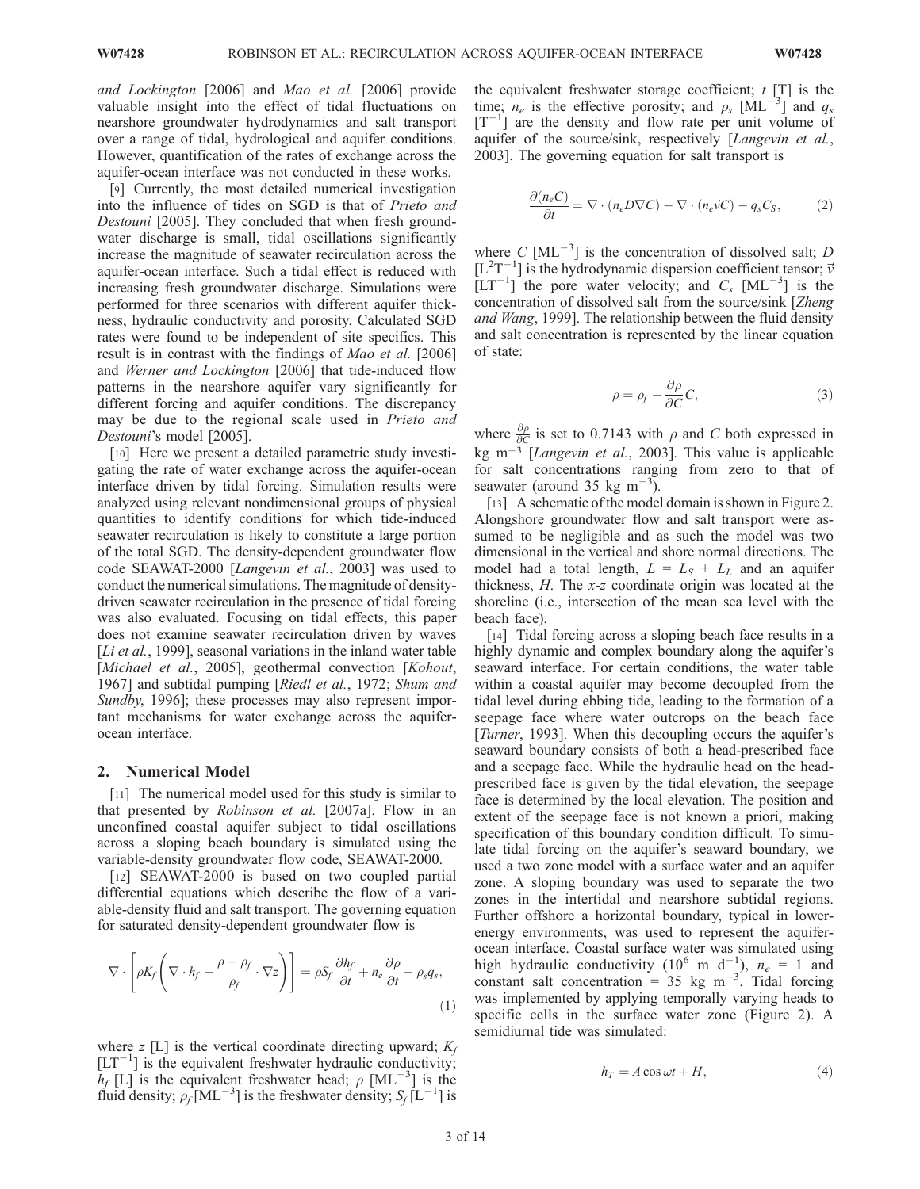and Lockington [2006] and Mao et al. [2006] provide valuable insight into the effect of tidal fluctuations on nearshore groundwater hydrodynamics and salt transport over a range of tidal, hydrological and aquifer conditions. However, quantification of the rates of exchange across the aquifer-ocean interface was not conducted in these works.

[9] Currently, the most detailed numerical investigation into the influence of tides on SGD is that of *Prieto and Destouni* [2005]. They concluded that when fresh groundwater discharge is small, tidal oscillations significantly increase the magnitude of seawater recirculation across the aquifer-ocean interface. Such a tidal effect is reduced with increasing fresh groundwater discharge. Simulations were performed for three scenarios with different aquifer thickness, hydraulic conductivity and porosity. Calculated SGD rates were found to be independent of site specifics. This result is in contrast with the findings of *Mao et al.* [2006] and *Werner and Lockington* [2006] that tide-induced flow patterns in the nearshore aquifer vary significantly for different forcing and aquifer conditions. The discrepancy may be due to the regional scale used in *Prieto and Destouni*'s model [2005].

[10] Here we present a detailed parametric study investigating the rate of water exchange across the aquifer-ocean interface driven by tidal forcing. Simulation results were analyzed using relevant nondimensional groups of physical quantities to identify conditions for which tide-induced seawater recirculation is likely to constitute a large portion of the total SGD. The density-dependent groundwater flow code SEAWAT-2000 [*Langevin et al.*, 2003] was used to conduct the numerical simulations. The magnitude of density-driven seawater recirculation in the presence of tidal forcing was also evaluated. Focusing on tidal effects, this paper does not examine seawater recirculation driven by waves [*Li et al.*, 1999], seasonal variations in the inland water table [*Michael et al.*, 2005], geothermal convection [*Kohout*, 1967] and subtidal pumping [*Riedl et al.*, 1972; *Shum and Sundby*, 1996]; these processes may also represent important mechanisms for water exchange across the aquifer-ocean interface.

## 2. Numerical Model

[11] The numerical model used for this study is similar to that presented by *Robinson et al.* [2007a]. Flow in an unconfined coastal aquifer subject to tidal oscillations across a sloping beach boundary is simulated using the variable-density groundwater flow code, SEAWAT-2000.

[12] SEAWAT-2000 is based on two coupled partial differential equations which describe the flow of a variable-density fluid and salt transport. The governing equation for saturated density-dependent groundwater flow is

$$\nabla \cdot \left[\rho K_f \left(\nabla \cdot h_f + \frac{\rho - \rho_f}{\rho_f} \cdot \nabla z\right)\right] = \rho S_f \frac{\partial h_f}{\partial t} + n_e \frac{\partial \rho}{\partial t} - \rho_s q_s, \tag{1}$$

where $z$ [L] is the vertical coordinate directing upward; $K_f$ [LT$^{-1}$] is the equivalent freshwater hydraulic conductivity; $h_f$ [L] is the equivalent freshwater head; $\rho$ [ML$^{-3}$] is the fluid density; $\rho_f$ [ML$^{-3}$] is the freshwater density; $S_f$ [L$^{-1}$] is the equivalent freshwater storage coefficient; $t$ [T] is the time; $n_e$ is the effective porosity; and $\rho_s$ [ML$^{-3}$] and $q_s$ [T$^{-1}$] are the density and flow rate per unit volume of aquifer of the source/sink, respectively [*Langevin et al.*, 2003]. The governing equation for salt transport is

$$\frac{\partial(n_e C)}{\partial t} = \nabla \cdot (n_e D \nabla C) - \nabla \cdot (n_e \vec{v} C) - q_s C_S, \tag{2}$$

where $C$ [ML$^{-3}$] is the concentration of dissolved salt; $D$ [L$^2$T$^{-1}$] is the hydrodynamic dispersion coefficient tensor; $\vec{v}$ [LT$^{-1}$] the pore water velocity; and $C_s$ [ML$^{-3}$] is the concentration of dissolved salt from the source/sink [*Zheng and Wang*, 1999]. The relationship between the fluid density and salt concentration is represented by the linear equation of state:

$$\rho = \rho_f + \frac{\partial \rho}{\partial C} C, \tag{3}$$

where $\frac{\partial \rho}{\partial C}$ is set to 0.7143 with $\rho$ and $C$ both expressed in kg m$^{-3}$ [*Langevin et al.*, 2003]. This value is applicable for salt concentrations ranging from zero to that of seawater (around 35 kg m$^{-3}$).

[13] A schematic of the model domain is shown in Figure 2. Alongshore groundwater flow and salt transport were assumed to be negligible and as such the model was two dimensional in the vertical and shore normal directions. The model had a total length, $L = L_S + L_L$ and an aquifer thickness, $H$. The $x$-$z$ coordinate origin was located at the shoreline (i.e., intersection of the mean sea level with the beach face).

[14] Tidal forcing across a sloping beach face results in a highly dynamic and complex boundary along the aquifer's seaward interface. For certain conditions, the water table within a coastal aquifer may become decoupled from the tidal level during ebbing tide, leading to the formation of a seepage face where water outcrops on the beach face [*Turner*, 1993]. When this decoupling occurs the aquifer's seaward boundary consists of both a head-prescribed face and a seepage face. While the hydraulic head on the head-prescribed face is given by the tidal elevation, the seepage face is determined by the local elevation. The position and extent of the seepage face is not known a priori, making specification of this boundary condition difficult. To simulate tidal forcing on the aquifer's seaward boundary, we used a two zone model with a surface water and an aquifer zone. A sloping boundary was used to separate the two zones in the intertidal and nearshore subtidal regions. Further offshore a horizontal boundary, typical in lower-energy environments, was used to represent the aquifer-ocean interface. Coastal surface water was simulated using high hydraulic conductivity (10$^6$ m d$^{-1}$), $n_e$ = 1 and constant salt concentration = 35 kg m$^{-3}$. Tidal forcing was implemented by applying temporally varying heads to specific cells in the surface water zone (Figure 2). A semidiurnal tide was simulated:

$$h_T = A \cos \omega t + H, \tag{4}$$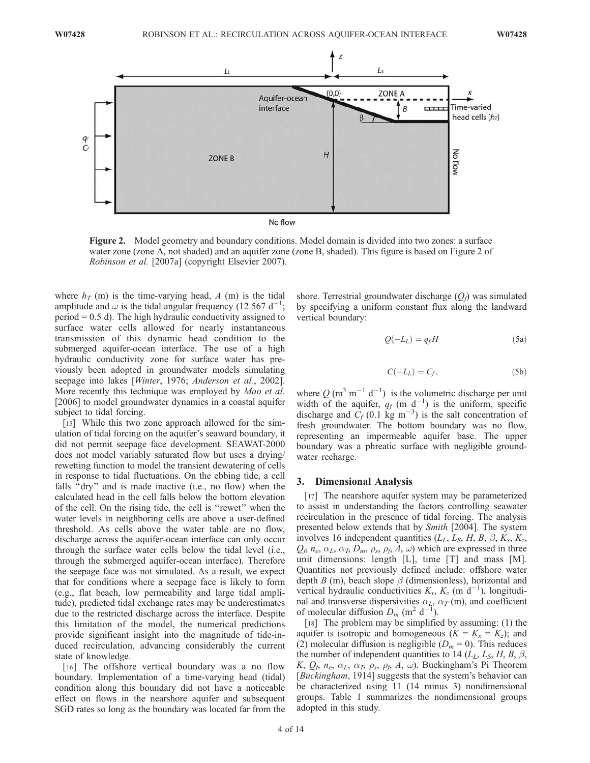**Figure 2.** Model geometry and boundary conditions. Model domain is divided into two zones: a surface water zone (zone A, not shaded) and an aquifer zone (zone B, shaded). This figure is based on Figure 2 of *Robinson et al.* [2007a] (copyright Elsevier 2007).

where $h_T$ (m) is the time-varying head, $A$ (m) is the tidal amplitude and $\omega$ is the tidal angular frequency (12.567 $d^{-1}$; period = 0.5 d). The high hydraulic conductivity assigned to surface water cells allowed for nearly instantaneous transmission of this dynamic head condition to the submerged aquifer-ocean interface. The use of a high hydraulic conductivity zone for surface water has previously been adopted in groundwater models simulating seepage into lakes [*Winter*, 1976; *Anderson et al.*, 2002]. More recently this technique was employed by *Mao et al.* [2006] to model groundwater dynamics in a coastal aquifer subject to tidal forcing.

[15] While this two zone approach allowed for the simulation of tidal forcing on the aquifer's seaward boundary, it did not permit seepage face development. SEAWAT-2000 does not model variably saturated flow but uses a drying/rewetting function to model the transient dewatering of cells in response to tidal fluctuations. On the ebbing tide, a cell falls "dry" and is made inactive (i.e., no flow) when the calculated head in the cell falls below the bottom elevation of the cell. On the rising tide, the cell is "rewet" when the water levels in neighboring cells are above a user-defined threshold. As cells above the water table are no flow, discharge across the aquifer-ocean interface can only occur through the surface water cells below the tidal level (i.e., through the submerged aquifer-ocean interface). Therefore the seepage face was not simulated. As a result, we expect that for conditions where a seepage face is likely to form (e.g., flat beach, low permeability and large tidal amplitude), predicted tidal exchange rates may be underestimates due to the restricted discharge across the interface. Despite this limitation of the model, the numerical predictions provide significant insight into the magnitude of tide-induced recirculation, advancing considerably the current state of knowledge.

[16] The offshore vertical boundary was a no flow boundary. Implementation of a time-varying head (tidal) condition along this boundary did not have a noticeable effect on flows in the nearshore aquifer and subsequent SGD rates so long as the boundary was located far from the shore. Terrestrial groundwater discharge ($Q_f$) was simulated by specifying a uniform constant flux along the landward vertical boundary:

$$Q(-L_L) = q_f H \tag{5a}$$

$$C(-L_L) = C_f, \tag{5b}$$

where $Q$ ($m^3$ $m^{-1}$ $d^{-1}$) is the volumetric discharge per unit width of the aquifer, $q_f$ (m $d^{-1}$) is the uniform, specific discharge and $C_f$ (0.1 kg $m^{-3}$) is the salt concentration of fresh groundwater. The bottom boundary was no flow, representing an impermeable aquifer base. The upper boundary was a phreatic surface with negligible groundwater recharge.

## 3. Dimensional Analysis

[17] The nearshore aquifer system may be parameterized to assist in understanding the factors controlling seawater recirculation in the presence of tidal forcing. The analysis presented below extends that by *Smith* [2004]. The system involves 16 independent quantities ($L_L$, $L_S$, $H$, $B$, $\beta$, $K_x$, $K_z$, $Q_f$, $n_e$, $\alpha_L$, $\alpha_T$, $D_m$, $\rho_s$, $\rho_f$, $A$, $\omega$) which are expressed in three unit dimensions: length [L], time [T] and mass [M]. Quantities not previously defined include: offshore water depth $B$ (m), beach slope $\beta$ (dimensionless), horizontal and vertical hydraulic conductivities $K_x$, $K_z$ (m $d^{-1}$), longitudinal and transverse dispersivities $\alpha_L$, $\alpha_T$ (m), and coefficient of molecular diffusion $D_m$ ($m^2$ $d^{-1}$).

[18] The problem may be simplified by assuming: (1) the aquifer is isotropic and homogeneous ($K = K_x = K_z$); and (2) molecular diffusion is negligible ($D_m = 0$). This reduces the number of independent quantities to 14 ($L_L$, $L_S$, $H$, $B$, $\beta$, $K$, $Q_f$, $n_e$, $\alpha_L$, $\alpha_T$, $\rho_s$, $\rho_f$, $A$, $\omega$). Buckingham's Pi Theorem [*Buckingham*, 1914] suggests that the system's behavior can be characterized using 11 (14 minus 3) nondimensional groups. Table 1 summarizes the nondimensional groups adopted in this study.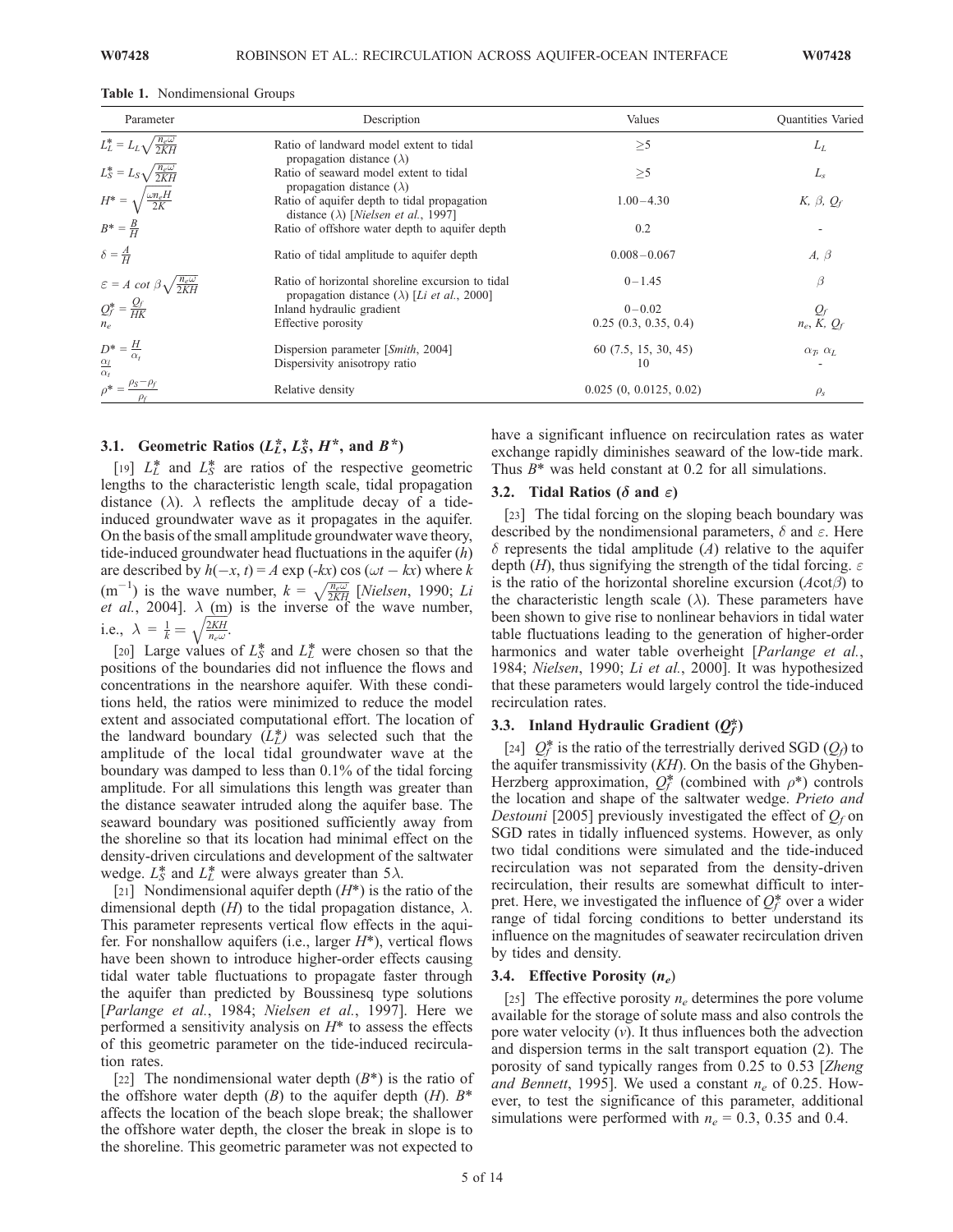**Table 1.** Nondimensional Groups

| Parameter | Description | Values | Quantities Varied |
|---|---|---|---|
| $L_L^* = L_L\sqrt{\frac{n_e\omega}{2KH}}$ | Ratio of landward model extent to tidal propagation distance ($\lambda$) | $\geq 5$ | $L_L$ |
| $L_S^* = L_S\sqrt{\frac{n_e\omega}{2KH}}$ | Ratio of seaward model extent to tidal propagation distance ($\lambda$) | $\geq 5$ | $L_s$ |
| $H^* = \sqrt{\frac{\omega n_e H}{2K}}$ | Ratio of aquifer depth to tidal propagation distance ($\lambda$) [*Nielsen et al.*, 1997] | $1.00-4.30$ | $K$, $\beta$, $Q_f$ |
| $B^* = \frac{B}{H}$ | Ratio of offshore water depth to aquifer depth | 0.2 | - |
| $\delta = \frac{A}{H}$ | Ratio of tidal amplitude to aquifer depth | $0.008-0.067$ | $A$, $\beta$ |
| $\varepsilon = A \cot \beta\sqrt{\frac{n_e\omega}{2KH}}$ | Ratio of horizontal shoreline excursion to tidal propagation distance ($\lambda$) [*Li et al.*, 2000] | $0-1.45$ | $\beta$ |
| $Q_f^* = \frac{Q_f}{HK}$ | Inland hydraulic gradient | $0-0.02$ | $Q_f$ |
| $n_e$ | Effective porosity | 0.25 (0.3, 0.35, 0.4) | $n_e$, $K$, $Q_f$ |
| $D^* = \frac{H}{\alpha_t}$ | Dispersion parameter [*Smith*, 2004] | 60 (7.5, 15, 30, 45) | $\alpha_T$, $\alpha_L$ |
| $\frac{\alpha_l}{\alpha_t}$ | Dispersivity anisotropy ratio | 10 | - |
| $\rho^* = \frac{\rho_S-\rho_f}{\rho_f}$ | Relative density | 0.025 (0, 0.0125, 0.02) | $\rho_s$ |

### 3.1. Geometric Ratios ($L_L^*$, $L_S^*$, $H^*$, and $B^*$)

[19] $L_L^*$ and $L_S^*$ are ratios of the respective geometric lengths to the characteristic length scale, tidal propagation distance ($\lambda$). $\lambda$ reflects the amplitude decay of a tide-induced groundwater wave as it propagates in the aquifer. On the basis of the small amplitude groundwater wave theory, tide-induced groundwater head fluctuations in the aquifer ($h$) are described by $h(-x, t) = A \exp(-kx) \cos(\omega t - kx)$ where $k$ ($\text{m}^{-1}$) is the wave number, $k = \sqrt{\frac{n_e\omega}{2KH}}$ [*Nielsen*, 1990; *Li et al.*, 2004]. $\lambda$ (m) is the inverse of the wave number, i.e., $\lambda = \frac{1}{k} = \sqrt{\frac{2KH}{n_e\omega}}$.

[20] Large values of $L_S^*$ and $L_L^*$ were chosen so that the positions of the boundaries did not influence the flows and concentrations in the nearshore aquifer. With these conditions held, the ratios were minimized to reduce the model extent and associated computational effort. The location of the landward boundary ($L_L^*$) was selected such that the amplitude of the local tidal groundwater wave at the boundary was damped to less than 0.1% of the tidal forcing amplitude. For all simulations this length was greater than the distance seawater intruded along the aquifer base. The seaward boundary was positioned sufficiently away from the shoreline so that its location had minimal effect on the density-driven circulations and development of the saltwater wedge. $L_S^*$ and $L_L^*$ were always greater than $5\lambda$.

[21] Nondimensional aquifer depth ($H^*$) is the ratio of the dimensional depth ($H$) to the tidal propagation distance, $\lambda$. This parameter represents vertical flow effects in the aquifer. For nonshallow aquifers (i.e., larger $H^*$), vertical flows have been shown to introduce higher-order effects causing tidal water table fluctuations to propagate faster through the aquifer than predicted by Boussinesq type solutions [*Parlange et al.*, 1984; *Nielsen et al.*, 1997]. Here we performed a sensitivity analysis on $H^*$ to assess the effects of this geometric parameter on the tide-induced recirculation rates.

[22] The nondimensional water depth ($B^*$) is the ratio of the offshore water depth ($B$) to the aquifer depth ($H$). $B^*$ affects the location of the beach slope break; the shallower the offshore water depth, the closer the break in slope is to the shoreline. This geometric parameter was not expected to have a significant influence on recirculation rates as water exchange rapidly diminishes seaward of the low-tide mark. Thus $B^*$ was held constant at 0.2 for all simulations.

### 3.2. Tidal Ratios ($\delta$ and $\varepsilon$)

[23] The tidal forcing on the sloping beach boundary was described by the nondimensional parameters, $\delta$ and $\varepsilon$. Here $\delta$ represents the tidal amplitude ($A$) relative to the aquifer depth ($H$), thus signifying the strength of the tidal forcing. $\varepsilon$ is the ratio of the horizontal shoreline excursion ($A\cot\beta$) to the characteristic length scale ($\lambda$). These parameters have been shown to give rise to nonlinear behaviors in tidal water table fluctuations leading to the generation of higher-order harmonics and water table overheight [*Parlange et al.*, 1984; *Nielsen*, 1990; *Li et al.*, 2000]. It was hypothesized that these parameters would largely control the tide-induced recirculation rates.

### 3.3. Inland Hydraulic Gradient ($Q_f^*$)

[24] $Q_f^*$ is the ratio of the terrestrially derived SGD ($Q_f$) to the aquifer transmissivity ($KH$). On the basis of the Ghyben-Herzberg approximation, $Q_f^*$ (combined with $\rho^*$) controls the location and shape of the saltwater wedge. *Prieto and Destouni* [2005] previously investigated the effect of $Q_f$ on SGD rates in tidally influenced systems. However, as only two tidal conditions were simulated and the tide-induced recirculation was not separated from the density-driven recirculation, their results are somewhat difficult to interpret. Here, we investigated the influence of $Q_f^*$ over a wider range of tidal forcing conditions to better understand its influence on the magnitudes of seawater recirculation driven by tides and density.

### 3.4. Effective Porosity ($n_e$)

[25] The effective porosity $n_e$ determines the pore volume available for the storage of solute mass and also controls the pore water velocity ($v$). It thus influences both the advection and dispersion terms in the salt transport equation (2). The porosity of sand typically ranges from 0.25 to 0.53 [*Zheng and Bennett*, 1995]. We used a constant $n_e$ of 0.25. However, to test the significance of this parameter, additional simulations were performed with $n_e$ = 0.3, 0.35 and 0.4.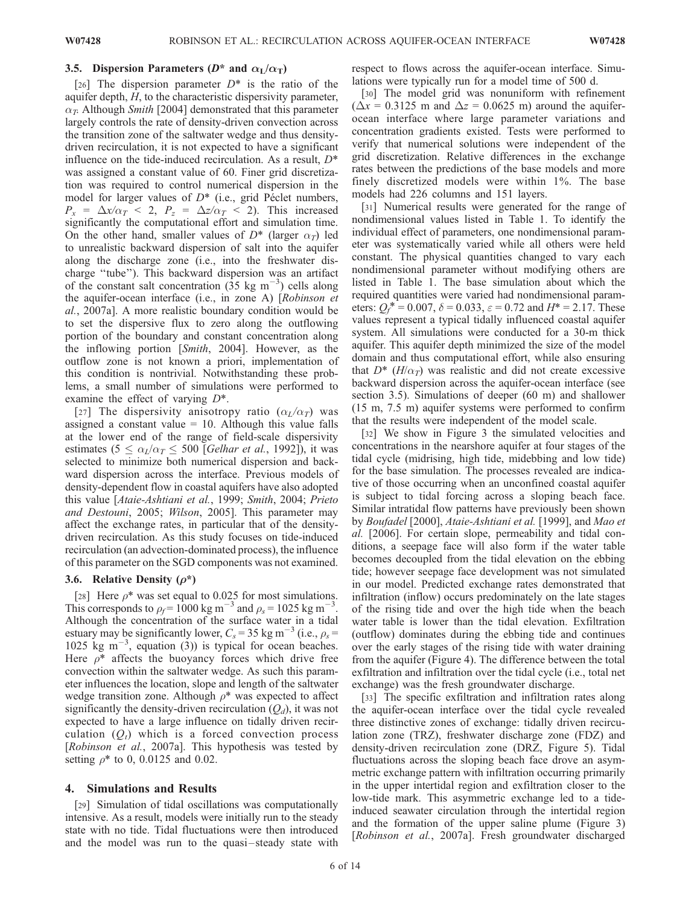### 3.5. Dispersion Parameters ($D^*$ and $\alpha_L/\alpha_T$)

[26] The dispersion parameter $D^*$ is the ratio of the aquifer depth, $H$, to the characteristic dispersivity parameter, $\alpha_T$. Although *Smith* [2004] demonstrated that this parameter largely controls the rate of density-driven convection across the transition zone of the saltwater wedge and thus density-driven recirculation, it is not expected to have a significant influence on the tide-induced recirculation. As a result, $D^*$ was assigned a constant value of 60. Finer grid discretization was required to control numerical dispersion in the model for larger values of $D^*$ (i.e., grid Péclet numbers, $P_x = \Delta x/\alpha_T < 2$, $P_z = \Delta z/\alpha_T < 2$). This increased significantly the computational effort and simulation time. On the other hand, smaller values of $D^*$ (larger $\alpha_T$) led to unrealistic backward dispersion of salt into the aquifer along the discharge zone (i.e., into the freshwater discharge "tube"). This backward dispersion was an artifact of the constant salt concentration (35 kg m$^{-3}$) cells along the aquifer-ocean interface (i.e., in zone A) [*Robinson et al.*, 2007a]. A more realistic boundary condition would be to set the dispersive flux to zero along the outflowing portion of the boundary and constant concentration along the inflowing portion [*Smith*, 2004]. However, as the outflow zone is not known a priori, implementation of this condition is nontrivial. Notwithstanding these problems, a small number of simulations were performed to examine the effect of varying $D^*$.

[27] The dispersivity anisotropy ratio ($\alpha_L/\alpha_T$) was assigned a constant value = 10. Although this value falls at the lower end of the range of field-scale dispersivity estimates ($5 \leq \alpha_L/\alpha_T \leq 500$ [*Gelhar et al.*, 1992]), it was selected to minimize both numerical dispersion and backward dispersion across the interface. Previous models of density-dependent flow in coastal aquifers have also adopted this value [*Ataie-Ashtiani et al.*, 1999; *Smith*, 2004; *Prieto and Destouni*, 2005; *Wilson*, 2005]. This parameter may affect the exchange rates, in particular that of the density-driven recirculation. As this study focuses on tide-induced recirculation (an advection-dominated process), the influence of this parameter on the SGD components was not examined.

### 3.6. Relative Density ($\rho^*$)

[28] Here $\rho^*$ was set equal to 0.025 for most simulations. This corresponds to $\rho_f = 1000$ kg m$^{-3}$ and $\rho_s = 1025$ kg m$^{-3}$. Although the concentration of the surface water in a tidal estuary may be significantly lower, $C_s = 35$ kg m$^{-3}$ (i.e., $\rho_s = 1025$ kg m$^{-3}$, equation (3)) is typical for ocean beaches. Here $\rho^*$ affects the buoyancy forces which drive free convection within the saltwater wedge. As such this parameter influences the location, slope and length of the saltwater wedge transition zone. Although $\rho^*$ was expected to affect significantly the density-driven recirculation ($Q_d$), it was not expected to have a large influence on tidally driven recirculation ($Q_t$) which is a forced convection process [*Robinson et al.*, 2007a]. This hypothesis was tested by setting $\rho^*$ to 0, 0.0125 and 0.02.

## 4. Simulations and Results

[29] Simulation of tidal oscillations was computationally intensive. As a result, models were initially run to the steady state with no tide. Tidal fluctuations were then introduced and the model was run to the quasi–steady state with respect to flows across the aquifer-ocean interface. Simulations were typically run for a model time of 500 d.

[30] The model grid was nonuniform with refinement ($\Delta x = 0.3125$ m and $\Delta z = 0.0625$ m) around the aquifer-ocean interface where large parameter variations and concentration gradients existed. Tests were performed to verify that numerical solutions were independent of the grid discretization. Relative differences in the exchange rates between the predictions of the base models and more finely discretized models were within 1%. The base models had 226 columns and 151 layers.

[31] Numerical results were generated for the range of nondimensional values listed in Table 1. To identify the individual effect of parameters, one nondimensional parameter was systematically varied while all others were held constant. The physical quantities changed to vary each nondimensional parameter without modifying others are listed in Table 1. The base simulation about which the required quantities were varied had nondimensional parameters: $Q_f^* = 0.007$, $\delta = 0.033$, $\varepsilon = 0.72$ and $H^* = 2.17$. These values represent a typical tidally influenced coastal aquifer system. All simulations were conducted for a 30-m thick aquifer. This aquifer depth minimized the size of the model domain and thus computational effort, while also ensuring that $D^*$ ($H/\alpha_T$) was realistic and did not create excessive backward dispersion across the aquifer-ocean interface (see section 3.5). Simulations of deeper (60 m) and shallower (15 m, 7.5 m) aquifer systems were performed to confirm that the results were independent of the model scale.

[32] We show in Figure 3 the simulated velocities and concentrations in the nearshore aquifer at four stages of the tidal cycle (midrising, high tide, midebbing and low tide) for the base simulation. The processes revealed are indicative of those occurring when an unconfined coastal aquifer is subject to tidal forcing across a sloping beach face. Similar intratidal flow patterns have previously been shown by *Boufadel* [2000], *Ataie-Ashtiani et al.* [1999], and *Mao et al.* [2006]. For certain slope, permeability and tidal conditions, a seepage face will also form if the water table becomes decoupled from the tidal elevation on the ebbing tide; however seepage face development was not simulated in our model. Predicted exchange rates demonstrated that infiltration (inflow) occurs predominately on the late stages of the rising tide and over the high tide when the beach water table is lower than the tidal elevation. Exfiltration (outflow) dominates during the ebbing tide and continues over the early stages of the rising tide with water draining from the aquifer (Figure 4). The difference between the total exfiltration and infiltration over the tidal cycle (i.e., total net exchange) was the fresh groundwater discharge.

[33] The specific exfiltration and infiltration rates along the aquifer-ocean interface over the tidal cycle revealed three distinctive zones of exchange: tidally driven recirculation zone (TRZ), freshwater discharge zone (FDZ) and density-driven recirculation zone (DRZ, Figure 5). Tidal fluctuations across the sloping beach face drove an asymmetric exchange pattern with infiltration occurring primarily in the upper intertidal region and exfiltration closer to the low-tide mark. This asymmetric exchange led to a tide-induced seawater circulation through the intertidal region and the formation of the upper saline plume (Figure 3) [*Robinson et al.*, 2007a]. Fresh groundwater discharged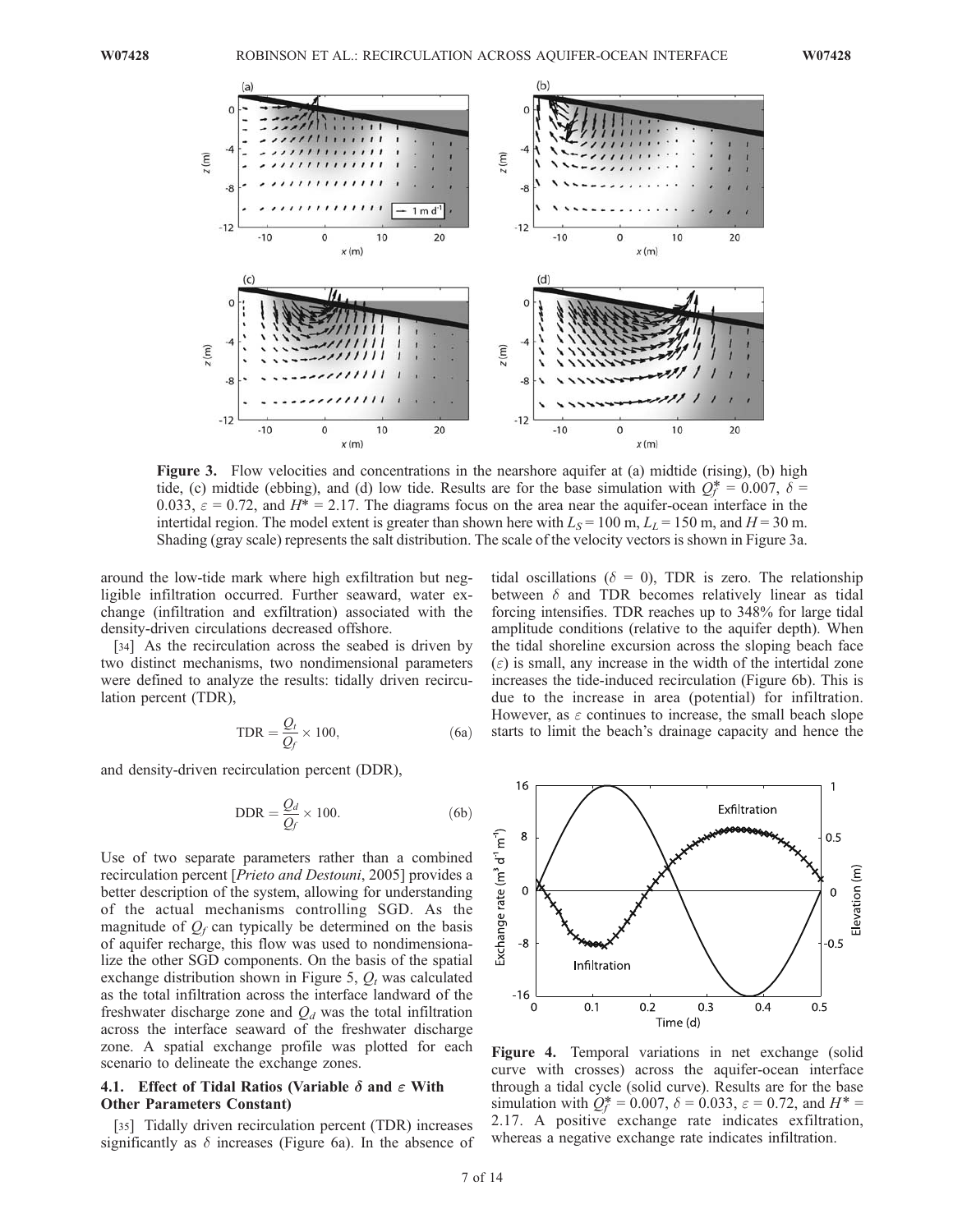**Figure 3.** Flow velocities and concentrations in the nearshore aquifer at (a) midtide (rising), (b) high tide, (c) midtide (ebbing), and (d) low tide. Results are for the base simulation with $Q_f^* = 0.007$, $\delta = 0.033$, $\varepsilon = 0.72$, and $H^* = 2.17$. The diagrams focus on the area near the aquifer-ocean interface in the intertidal region. The model extent is greater than shown here with $L_S = 100$ m, $L_L = 150$ m, and $H = 30$ m. Shading (gray scale) represents the salt distribution. The scale of the velocity vectors is shown in Figure 3a.

around the low-tide mark where high exfiltration but negligible infiltration occurred. Further seaward, water exchange (infiltration and exfiltration) associated with the density-driven circulations decreased offshore.

[34] As the recirculation across the seabed is driven by two distinct mechanisms, two nondimensional parameters were defined to analyze the results: tidally driven recirculation percent (TDR),

$$\mathrm{TDR} = \frac{Q_t}{Q_f} \times 100, \tag{6a}$$

and density-driven recirculation percent (DDR),

$$\mathrm{DDR} = \frac{Q_d}{Q_f} \times 100. \tag{6b}$$

Use of two separate parameters rather than a combined recirculation percent [*Prieto and Destouni*, 2005] provides a better description of the system, allowing for understanding of the actual mechanisms controlling SGD. As the magnitude of $Q_f$ can typically be determined on the basis of aquifer recharge, this flow was used to nondimensionalize the other SGD components. On the basis of the spatial exchange distribution shown in Figure 5, $Q_t$ was calculated as the total infiltration across the interface landward of the freshwater discharge zone and $Q_d$ was the total infiltration across the interface seaward of the freshwater discharge zone. A spatial exchange profile was plotted for each scenario to delineate the exchange zones.

### 4.1. Effect of Tidal Ratios (Variable $\delta$ and $\varepsilon$ With Other Parameters Constant)

[35] Tidally driven recirculation percent (TDR) increases significantly as $\delta$ increases (Figure 6a). In the absence of tidal oscillations ($\delta = 0$), TDR is zero. The relationship between $\delta$ and TDR becomes relatively linear as tidal forcing intensifies. TDR reaches up to 348% for large tidal amplitude conditions (relative to the aquifer depth). When the tidal shoreline excursion across the sloping beach face ($\varepsilon$) is small, any increase in the width of the intertidal zone increases the tide-induced recirculation (Figure 6b). This is due to the increase in area (potential) for infiltration. However, as $\varepsilon$ continues to increase, the small beach slope starts to limit the beach's drainage capacity and hence the

**Figure 4.** Temporal variations in net exchange (solid curve with crosses) across the aquifer-ocean interface through a tidal cycle (solid curve). Results are for the base simulation with $Q_f^* = 0.007$, $\delta = 0.033$, $\varepsilon = 0.72$, and $H^* = 2.17$. A positive exchange rate indicates exfiltration, whereas a negative exchange rate indicates infiltration.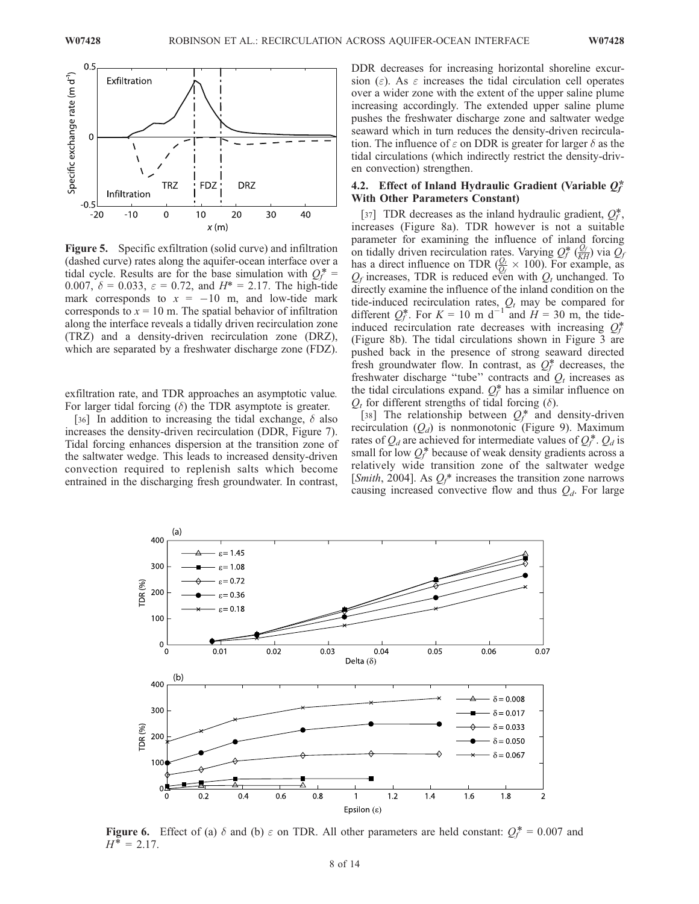Figure 5. Specific exfiltration (solid curve) and infiltration (dashed curve) rates along the aquifer-ocean interface over a tidal cycle. Results are for the base simulation with $Q_f^* = 0.007$, $\delta = 0.033$, $\varepsilon = 0.72$, and $H^* = 2.17$. The high-tide mark corresponds to $x = -10$ m, and low-tide mark corresponds to $x = 10$ m. The spatial behavior of infiltration along the interface reveals a tidally driven recirculation zone (TRZ) and a density-driven recirculation zone (DRZ), which are separated by a freshwater discharge zone (FDZ).

exfiltration rate, and TDR approaches an asymptotic value. For larger tidal forcing ($\delta$) the TDR asymptote is greater.

[36] In addition to increasing the tidal exchange, $\delta$ also increases the density-driven recirculation (DDR, Figure 7). Tidal forcing enhances dispersion at the transition zone of the saltwater wedge. This leads to increased density-driven convection required to replenish salts which become entrained in the discharging fresh groundwater. In contrast, DDR decreases for increasing horizontal shoreline excursion ($\varepsilon$). As $\varepsilon$ increases the tidal circulation cell operates over a wider zone with the extent of the upper saline plume increasing accordingly. The extended upper saline plume pushes the freshwater discharge zone and saltwater wedge seaward which in turn reduces the density-driven recirculation. The influence of $\varepsilon$ on DDR is greater for larger $\delta$ as the tidal circulations (which indirectly restrict the density-driven convection) strengthen.

### 4.2. Effect of Inland Hydraulic Gradient (Variable $Q_f^*$ With Other Parameters Constant)

[37] TDR decreases as the inland hydraulic gradient, $Q_f^*$, increases (Figure 8a). TDR however is not a suitable parameter for examining the influence of inland forcing on tidally driven recirculation rates. Varying $Q_f^*$ ($\frac{Q_f}{KH}$) via $Q_f$ has a direct influence on TDR ($\frac{Q_t}{Q_f} \times 100$). For example, as $Q_f$ increases, TDR is reduced even with $Q_t$ unchanged. To directly examine the influence of the inland condition on the tide-induced recirculation rates, $Q_t$ may be compared for different $Q_f^*$. For $K = 10$ m d$^{-1}$ and $H = 30$ m, the tide-induced recirculation rate decreases with increasing $Q_f^*$ (Figure 8b). The tidal circulations shown in Figure 3 are pushed back in the presence of strong seaward directed fresh groundwater flow. In contrast, as $Q_f^*$ decreases, the freshwater discharge "tube" contracts and $Q_t$ increases as the tidal circulations expand. $Q_f^*$ has a similar influence on $Q_t$ for different strengths of tidal forcing ($\delta$).

[38] The relationship between $Q_f^*$ and density-driven recirculation ($Q_d$) is nonmonotonic (Figure 9). Maximum rates of $Q_d$ are achieved for intermediate values of $Q_f^*$. $Q_d$ is small for low $Q_f^*$ because of weak density gradients across a relatively wide transition zone of the saltwater wedge [*Smith*, 2004]. As $Q_f^*$ increases the transition zone narrows causing increased convective flow and thus $Q_d$. For large

Figure 6. Effect of (a) $\delta$ and (b) $\varepsilon$ on TDR. All other parameters are held constant: $Q_f^* = 0.007$ and $H^* = 2.17$.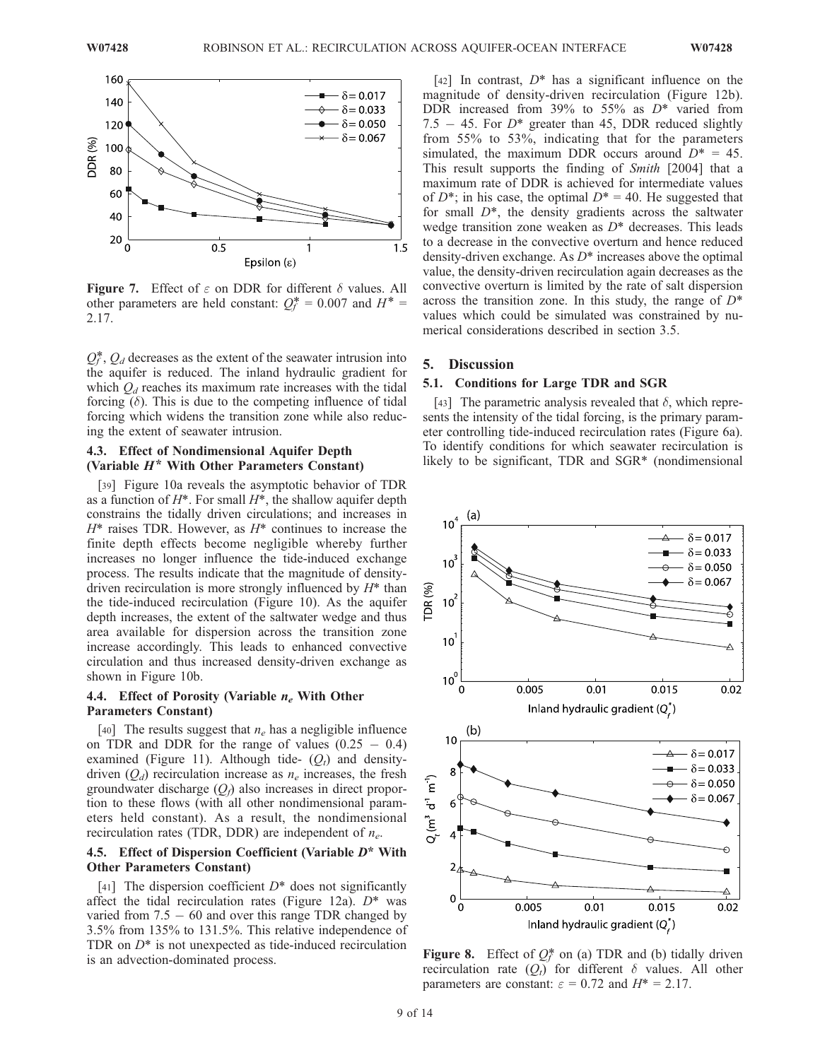**Figure 7.** Effect of $\varepsilon$ on DDR for different $\delta$ values. All other parameters are held constant: $Q_f^* = 0.007$ and $H^* = 2.17$.

$Q_f^*$, $Q_d$ decreases as the extent of the seawater intrusion into the aquifer is reduced. The inland hydraulic gradient for which $Q_d$ reaches its maximum rate increases with the tidal forcing ($\delta$). This is due to the competing influence of tidal forcing which widens the transition zone while also reducing the extent of seawater intrusion.

### 4.3. Effect of Nondimensional Aquifer Depth (Variable $H^*$ With Other Parameters Constant)

[39] Figure 10a reveals the asymptotic behavior of TDR as a function of $H^*$. For small $H^*$, the shallow aquifer depth constrains the tidally driven circulations; and increases in $H^*$ raises TDR. However, as $H^*$ continues to increase the finite depth effects become negligible whereby further increases no longer influence the tide-induced exchange process. The results indicate that the magnitude of density-driven recirculation is more strongly influenced by $H^*$ than the tide-induced recirculation (Figure 10). As the aquifer depth increases, the extent of the saltwater wedge and thus area available for dispersion across the transition zone increase accordingly. This leads to enhanced convective circulation and thus increased density-driven exchange as shown in Figure 10b.

### 4.4. Effect of Porosity (Variable $n_e$ With Other Parameters Constant)

[40] The results suggest that $n_e$ has a negligible influence on TDR and DDR for the range of values (0.25 − 0.4) examined (Figure 11). Although tide- ($Q_t$) and density-driven ($Q_d$) recirculation increase as $n_e$ increases, the fresh groundwater discharge ($Q_f$) also increases in direct proportion to these flows (with all other nondimensional parameters held constant). As a result, the nondimensional recirculation rates (TDR, DDR) are independent of $n_e$.

### 4.5. Effect of Dispersion Coefficient (Variable $D^*$ With Other Parameters Constant)

[41] The dispersion coefficient $D^*$ does not significantly affect the tidal recirculation rates (Figure 12a). $D^*$ was varied from 7.5 − 60 and over this range TDR changed by 3.5% from 135% to 131.5%. This relative independence of TDR on $D^*$ is not unexpected as tide-induced recirculation is an advection-dominated process.

[42] In contrast, $D^*$ has a significant influence on the magnitude of density-driven recirculation (Figure 12b). DDR increased from 39% to 55% as $D^*$ varied from 7.5 − 45. For $D^*$ greater than 45, DDR reduced slightly from 55% to 53%, indicating that for the parameters simulated, the maximum DDR occurs around $D^* = 45$. This result supports the finding of *Smith* [2004] that a maximum rate of DDR is achieved for intermediate values of $D^*$; in his case, the optimal $D^* = 40$. He suggested that for small $D^*$, the density gradients across the saltwater wedge transition zone weaken as $D^*$ decreases. This leads to a decrease in the convective overturn and hence reduced density-driven exchange. As $D^*$ increases above the optimal value, the density-driven recirculation again decreases as the convective overturn is limited by the rate of salt dispersion across the transition zone. In this study, the range of $D^*$ values which could be simulated was constrained by numerical considerations described in section 3.5.

## 5. Discussion

### 5.1. Conditions for Large TDR and SGR

[43] The parametric analysis revealed that $\delta$, which represents the intensity of the tidal forcing, is the primary parameter controlling tide-induced recirculation rates (Figure 6a). To identify conditions for which seawater recirculation is likely to be significant, TDR and SGR* (nondimensional

**Figure 8.** Effect of $Q_f^*$ on (a) TDR and (b) tidally driven recirculation rate ($Q_t$) for different $\delta$ values. All other parameters are constant: $\varepsilon = 0.72$ and $H^* = 2.17$.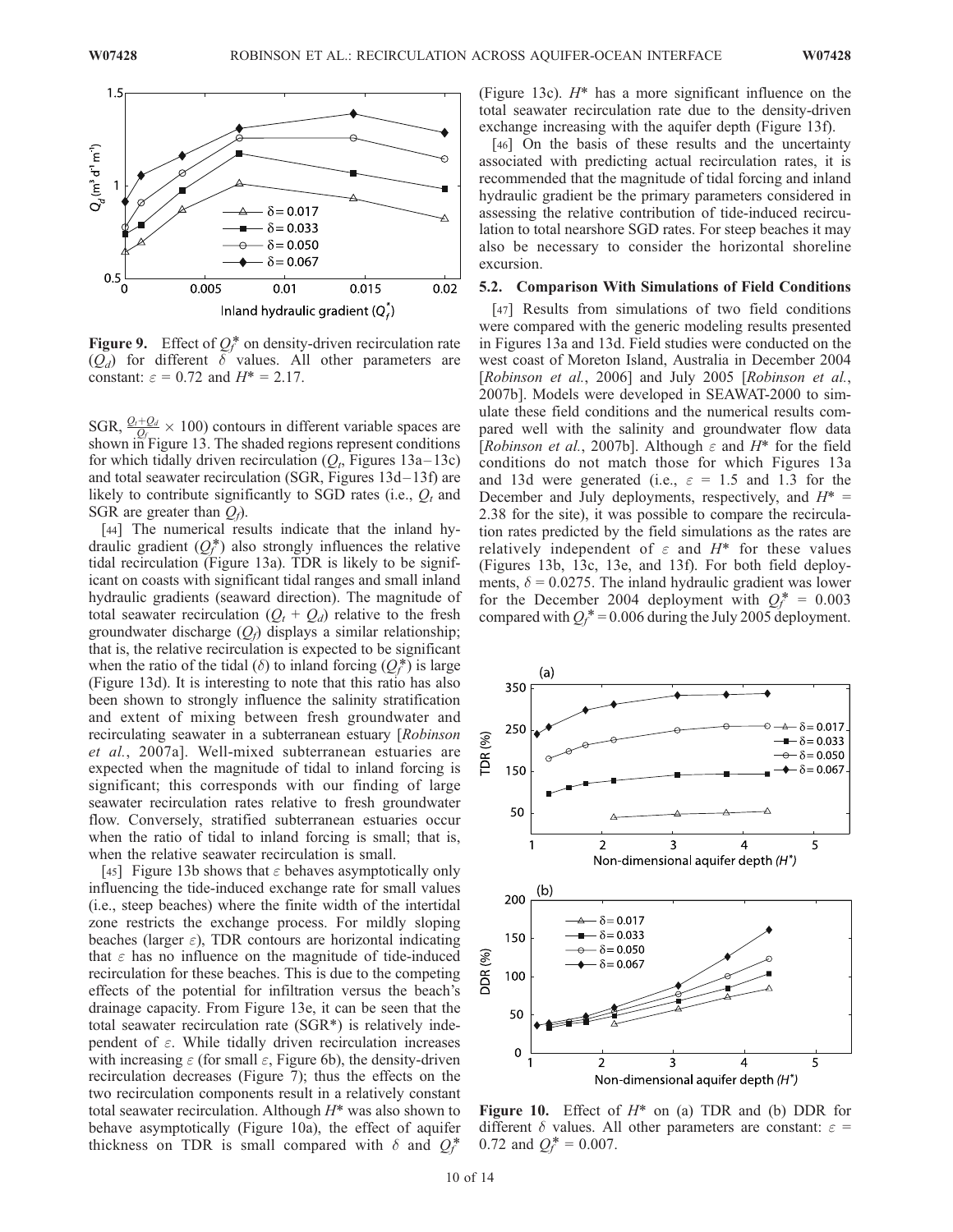**Figure 9.** Effect of $Q_f^*$ on density-driven recirculation rate ($Q_d$) for different $\delta$ values. All other parameters are constant: $\varepsilon = 0.72$ and $H^* = 2.17$.

SGR, $\frac{Q_t+Q_d}{Q_f} \times 100$) contours in different variable spaces are shown in Figure 13. The shaded regions represent conditions for which tidally driven recirculation ($Q_t$, Figures 13a–13c) and total seawater recirculation (SGR, Figures 13d–13f) are likely to contribute significantly to SGD rates (i.e., $Q_t$ and SGR are greater than $Q_f$).

[44] The numerical results indicate that the inland hydraulic gradient ($Q_f^*$) also strongly influences the relative tidal recirculation (Figure 13a). TDR is likely to be significant on coasts with significant tidal ranges and small inland hydraulic gradients (seaward direction). The magnitude of total seawater recirculation ($Q_t + Q_d$) relative to the fresh groundwater discharge ($Q_f$) displays a similar relationship; that is, the relative recirculation is expected to be significant when the ratio of the tidal ($\delta$) to inland forcing ($Q_f^*$) is large (Figure 13d). It is interesting to note that this ratio has also been shown to strongly influence the salinity stratification and extent of mixing between fresh groundwater and recirculating seawater in a subterranean estuary [*Robinson et al.*, 2007a]. Well-mixed subterranean estuaries are expected when the magnitude of tidal to inland forcing is significant; this corresponds with our finding of large seawater recirculation rates relative to fresh groundwater flow. Conversely, stratified subterranean estuaries occur when the ratio of tidal to inland forcing is small; that is, when the relative seawater recirculation is small.

[45] Figure 13b shows that $\varepsilon$ behaves asymptotically only influencing the tide-induced exchange rate for small values (i.e., steep beaches) where the finite width of the intertidal zone restricts the exchange process. For mildly sloping beaches (larger $\varepsilon$), TDR contours are horizontal indicating that $\varepsilon$ has no influence on the magnitude of tide-induced recirculation for these beaches. This is due to the competing effects of the potential for infiltration versus the beach's drainage capacity. From Figure 13e, it can be seen that the total seawater recirculation rate (SGR*) is relatively independent of $\varepsilon$. While tidally driven recirculation increases with increasing $\varepsilon$ (for small $\varepsilon$, Figure 6b), the density-driven recirculation decreases (Figure 7); thus the effects on the two recirculation components result in a relatively constant total seawater recirculation. Although $H^*$ was also shown to behave asymptotically (Figure 10a), the effect of aquifer thickness on TDR is small compared with $\delta$ and $Q_f^*$ (Figure 13c). $H^*$ has a more significant influence on the total seawater recirculation rate due to the density-driven exchange increasing with the aquifer depth (Figure 13f).

[46] On the basis of these results and the uncertainty associated with predicting actual recirculation rates, it is recommended that the magnitude of tidal forcing and inland hydraulic gradient be the primary parameters considered in assessing the relative contribution of tide-induced recirculation to total nearshore SGD rates. For steep beaches it may also be necessary to consider the horizontal shoreline excursion.

### 5.2. Comparison With Simulations of Field Conditions

[47] Results from simulations of two field conditions were compared with the generic modeling results presented in Figures 13a and 13d. Field studies were conducted on the west coast of Moreton Island, Australia in December 2004 [*Robinson et al.*, 2006] and July 2005 [*Robinson et al.*, 2007b]. Models were developed in SEAWAT-2000 to simulate these field conditions and the numerical results compared well with the salinity and groundwater flow data [*Robinson et al.*, 2007b]. Although $\varepsilon$ and $H^*$ for the field conditions do not match those for which Figures 13a and 13d were generated (i.e., $\varepsilon$ = 1.5 and 1.3 for the December and July deployments, respectively, and $H^*$ = 2.38 for the site), it was possible to compare the recirculation rates predicted by the field simulations as the rates are relatively independent of $\varepsilon$ and $H^*$ for these values (Figures 13b, 13c, 13e, and 13f). For both field deployments, $\delta = 0.0275$. The inland hydraulic gradient was lower for the December 2004 deployment with $Q_f^* = 0.003$ compared with $Q_f^* = 0.006$ during the July 2005 deployment.

**Figure 10.** Effect of $H^*$ on (a) TDR and (b) DDR for different $\delta$ values. All other parameters are constant: $\varepsilon$ = 0.72 and $Q_f^* = 0.007$.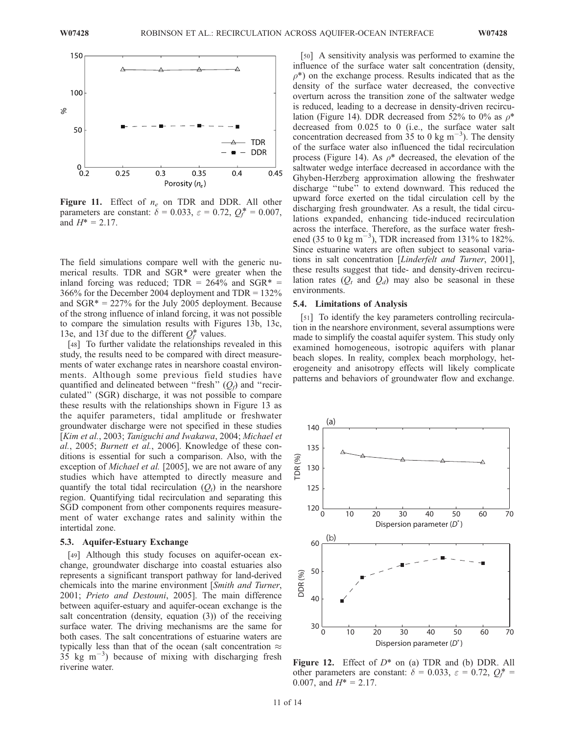Figure 11. Effect of $n_e$ on TDR and DDR. All other parameters are constant: $\delta = 0.033$, $\varepsilon = 0.72$, $Q_f^* = 0.007$, and $H^* = 2.17$.

The field simulations compare well with the generic numerical results. TDR and SGR* were greater when the inland forcing was reduced; TDR = 264% and SGR* = 366% for the December 2004 deployment and TDR = 132% and SGR* = 227% for the July 2005 deployment. Because of the strong influence of inland forcing, it was not possible to compare the simulation results with Figures 13b, 13c, 13e, and 13f due to the different $Q_f^*$ values.

[48] To further validate the relationships revealed in this study, the results need to be compared with direct measurements of water exchange rates in nearshore coastal environments. Although some previous field studies have quantified and delineated between "fresh" ($Q_f$) and "recirculated" (SGR) discharge, it was not possible to compare these results with the relationships shown in Figure 13 as the aquifer parameters, tidal amplitude or freshwater groundwater discharge were not specified in these studies [*Kim et al.*, 2003; *Taniguchi and Iwakawa*, 2004; *Michael et al.*, 2005; *Burnett et al.*, 2006]. Knowledge of these conditions is essential for such a comparison. Also, with the exception of *Michael et al.* [2005], we are not aware of any studies which have attempted to directly measure and quantify the total tidal recirculation ($Q_t$) in the nearshore region. Quantifying tidal recirculation and separating this SGD component from other components requires measurement of water exchange rates and salinity within the intertidal zone.

### 5.3. Aquifer-Estuary Exchange

[49] Although this study focuses on aquifer-ocean exchange, groundwater discharge into coastal estuaries also represents a significant transport pathway for land-derived chemicals into the marine environment [*Smith and Turner*, 2001; *Prieto and Destouni*, 2005]. The main difference between aquifer-estuary and aquifer-ocean exchange is the salt concentration (density, equation (3)) of the receiving surface water. The driving mechanisms are the same for both cases. The salt concentrations of estuarine waters are typically less than that of the ocean (salt concentration $\approx$ 35 kg m$^{-3}$) because of mixing with discharging fresh riverine water.

[50] A sensitivity analysis was performed to examine the influence of the surface water salt concentration (density, $\rho^*$) on the exchange process. Results indicated that as the density of the surface water decreased, the convective overturn across the transition zone of the saltwater wedge is reduced, leading to a decrease in density-driven recirculation (Figure 14). DDR decreased from 52% to 0% as $\rho^*$ decreased from 0.025 to 0 (i.e., the surface water salt concentration decreased from 35 to 0 kg m$^{-3}$). The density of the surface water also influenced the tidal recirculation process (Figure 14). As $\rho^*$ decreased, the elevation of the saltwater wedge interface decreased in accordance with the Ghyben-Herzberg approximation allowing the freshwater discharge "tube" to extend downward. This reduced the upward force exerted on the tidal circulation cell by the discharging fresh groundwater. As a result, the tidal circulations expanded, enhancing tide-induced recirculation across the interface. Therefore, as the surface water freshened (35 to 0 kg m$^{-3}$), TDR increased from 131% to 182%. Since estuarine waters are often subject to seasonal variations in salt concentration [*Linderfelt and Turner*, 2001], these results suggest that tide- and density-driven recirculation rates ($Q_t$ and $Q_d$) may also be seasonal in these environments.

### 5.4. Limitations of Analysis

[51] To identify the key parameters controlling recirculation in the nearshore environment, several assumptions were made to simplify the coastal aquifer system. This study only examined homogeneous, isotropic aquifers with planar beach slopes. In reality, complex beach morphology, heterogeneity and anisotropy effects will likely complicate patterns and behaviors of groundwater flow and exchange.

Figure 12. Effect of $D^*$ on (a) TDR and (b) DDR. All other parameters are constant: $\delta = 0.033$, $\varepsilon = 0.72$, $Q_f^* = 0.007$, and $H^* = 2.17$.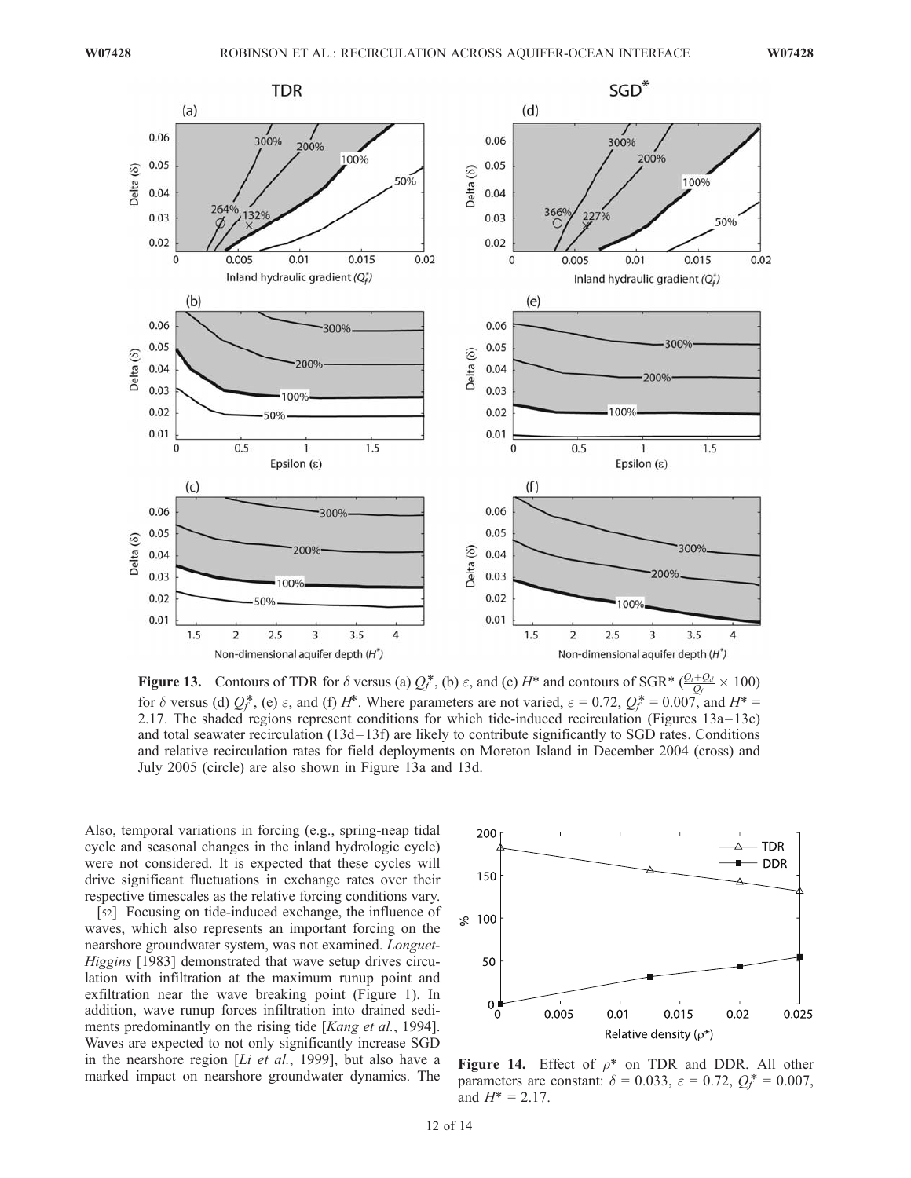**Figure 13.** Contours of TDR for $\delta$ versus (a) $Q_f^*$, (b) $\varepsilon$, and (c) $H^*$ and contours of SGR* ($\frac{Q_t+Q_d}{Q_f} \times 100$) for $\delta$ versus (d) $Q_f^*$, (e) $\varepsilon$, and (f) $H^*$. Where parameters are not varied, $\varepsilon$ = 0.72, $Q_f^*$ = 0.007, and $H^*$ = 2.17. The shaded regions represent conditions for which tide-induced recirculation (Figures 13a–13c) and total seawater recirculation (13d–13f) are likely to contribute significantly to SGD rates. Conditions and relative recirculation rates for field deployments on Moreton Island in December 2004 (cross) and July 2005 (circle) are also shown in Figure 13a and 13d.

Also, temporal variations in forcing (e.g., spring-neap tidal cycle and seasonal changes in the inland hydrologic cycle) were not considered. It is expected that these cycles will drive significant fluctuations in exchange rates over their respective timescales as the relative forcing conditions vary.

[52] Focusing on tide-induced exchange, the influence of waves, which also represents an important forcing on the nearshore groundwater system, was not examined. *Longuet-Higgins* [1983] demonstrated that wave setup drives circulation with infiltration at the maximum runup point and exfiltration near the wave breaking point (Figure 1). In addition, wave runup forces infiltration into drained sediments predominantly on the rising tide [*Kang et al.*, 1994]. Waves are expected to not only significantly increase SGD in the nearshore region [*Li et al.*, 1999], but also have a marked impact on nearshore groundwater dynamics. The

**Figure 14.** Effect of $\rho^*$ on TDR and DDR. All other parameters are constant: $\delta$ = 0.033, $\varepsilon$ = 0.72, $Q_f^*$ = 0.007, and $H^*$ = 2.17.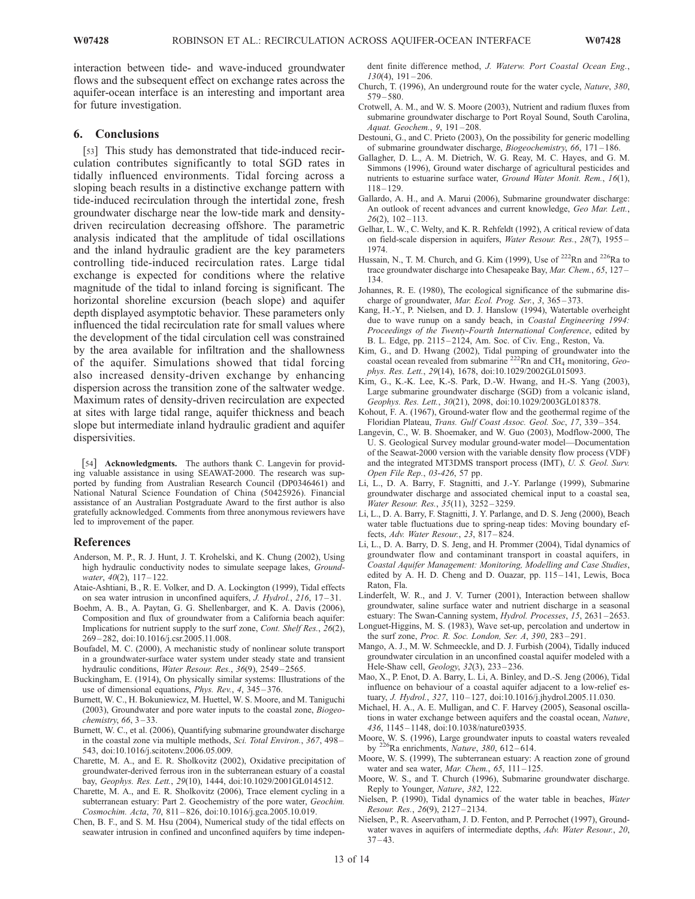interaction between tide- and wave-induced groundwater flows and the subsequent effect on exchange rates across the aquifer-ocean interface is an interesting and important area for future investigation.

## 6. Conclusions

[53] This study has demonstrated that tide-induced recirculation contributes significantly to total SGD rates in tidally influenced environments. Tidal forcing across a sloping beach results in a distinctive exchange pattern with tide-induced recirculation through the intertidal zone, fresh groundwater discharge near the low-tide mark and density-driven recirculation decreasing offshore. The parametric analysis indicated that the amplitude of tidal oscillations and the inland hydraulic gradient are the key parameters controlling tide-induced recirculation rates. Large tidal exchange is expected for conditions where the relative magnitude of the tidal to inland forcing is significant. The horizontal shoreline excursion (beach slope) and aquifer depth displayed asymptotic behavior. These parameters only influenced the tidal recirculation rate for small values where the development of the tidal circulation cell was constrained by the area available for infiltration and the shallowness of the aquifer. Simulations showed that tidal forcing also increased density-driven exchange by enhancing dispersion across the transition zone of the saltwater wedge. Maximum rates of density-driven recirculation are expected at sites with large tidal range, aquifer thickness and beach slope but intermediate inland hydraulic gradient and aquifer dispersivities.

[54] **Acknowledgments.** The authors thank C. Langevin for providing valuable assistance in using SEAWAT-2000. The research was supported by funding from Australian Research Council (DP0346461) and National Natural Science Foundation of China (50425926). Financial assistance of an Australian Postgraduate Award to the first author is also gratefully acknowledged. Comments from three anonymous reviewers have led to improvement of the paper.

## References

Anderson, M. P., R. J. Hunt, J. T. Krohelski, and K. Chung (2002), Using high hydraulic conductivity nodes to simulate seepage lakes, *Groundwater*, *40*(2), 117–122.

Ataie-Ashtiani, B., R. E. Volker, and D. A. Lockington (1999), Tidal effects on sea water intrusion in unconfined aquifers, *J. Hydrol.*, *216*, 17–31.

Boehm, A. B., A. Paytan, G. G. Shellenbarger, and K. A. Davis (2006), Composition and flux of groundwater from a California beach aquifer: Implications for nutrient supply to the surf zone, *Cont. Shelf Res.*, *26*(2), 269–282, doi:10.1016/j.csr.2005.11.008.

Boufadel, M. C. (2000), A mechanistic study of nonlinear solute transport in a groundwater-surface water system under steady state and transient hydraulic conditions, *Water Resour. Res.*, *36*(9), 2549–2565.

Buckingham, E. (1914), On physically similar systems: Illustrations of the use of dimensional equations, *Phys. Rev.*, *4*, 345–376.

Burnett, W. C., H. Bokuniewicz, M. Huettel, W. S. Moore, and M. Taniguchi (2003), Groundwater and pore water inputs to the coastal zone, *Biogeochemistry*, *66*, 3–33.

Burnett, W. C., et al. (2006), Quantifying submarine groundwater discharge in the coastal zone via multiple methods, *Sci. Total Environ.*, *367*, 498–543, doi:10.1016/j.scitotenv.2006.05.009.

Charette, M. A., and E. R. Sholkovitz (2002), Oxidative precipitation of groundwater-derived ferrous iron in the subterranean estuary of a coastal bay, *Geophys. Res. Lett.*, *29*(10), 1444, doi:10.1029/2001GL014512.

Charette, M. A., and E. R. Sholkovitz (2006), Trace element cycling in a subterranean estuary: Part 2. Geochemistry of the pore water, *Geochim. Cosmochim. Acta*, *70*, 811–826, doi:10.1016/j.gca.2005.10.019.

Chen, B. F., and S. M. Hsu (2004), Numerical study of the tidal effects on seawater intrusion in confined and unconfined aquifers by time independent finite difference method, *J. Waterw. Port Coastal Ocean Eng.*, *130*(4), 191–206.

Church, T. (1996), An underground route for the water cycle, *Nature*, *380*, 579–580.

Crotwell, A. M., and W. S. Moore (2003), Nutrient and radium fluxes from submarine groundwater discharge to Port Royal Sound, South Carolina, *Aquat. Geochem.*, *9*, 191–208.

Destouni, G., and C. Prieto (2003), On the possibility for generic modelling of submarine groundwater discharge, *Biogeochemistry*, *66*, 171–186.

Gallagher, D. L., A. M. Dietrich, W. G. Reay, M. C. Hayes, and G. M. Simmons (1996), Ground water discharge of agricultural pesticides and nutrients to estuarine surface water, *Ground Water Monit. Rem.*, *16*(1), 118–129.

Gallardo, A. H., and A. Marui (2006), Submarine groundwater discharge: An outlook of recent advances and current knowledge, *Geo Mar. Lett.*, *26*(2), 102–113.

Gelhar, L. W., C. Welty, and K. R. Rehfeldt (1992), A critical review of data on field-scale dispersion in aquifers, *Water Resour. Res.*, *28*(7), 1955–1974.

Hussain, N., T. M. Church, and G. Kim (1999), Use of $^{222}$Rn and $^{226}$Ra to trace groundwater discharge into Chesapeake Bay, *Mar. Chem.*, *65*, 127–134.

Johannes, R. E. (1980), The ecological significance of the submarine discharge of groundwater, *Mar. Ecol. Prog. Ser.*, *3*, 365–373.

Kang, H.-Y., P. Nielsen, and D. J. Hanslow (1994), Watertable overheight due to wave runup on a sandy beach, in *Coastal Engineering 1994: Proceedings of the Twenty-Fourth International Conference*, edited by B. L. Edge, pp. 2115–2124, Am. Soc. of Civ. Eng., Reston, Va.

Kim, G., and D. Hwang (2002), Tidal pumping of groundwater into the coastal ocean revealed from submarine $^{222}$Rn and $CH_4$ monitoring, *Geophys. Res. Lett.*, *29*(14), 1678, doi:10.1029/2002GL015093.

Kim, G., K.-K. Lee, K.-S. Park, D.-W. Hwang, and H.-S. Yang (2003), Large submarine groundwater discharge (SGD) from a volcanic island, *Geophys. Res. Lett.*, *30*(21), 2098, doi:10.1029/2003GL018378.

Kohout, F. A. (1967), Ground-water flow and the geothermal regime of the Floridian Plateau, *Trans. Gulf Coast Assoc. Geol. Soc*, *17*, 339–354.

Langevin, C., W. B. Shoemaker, and W. Guo (2003), Modflow-2000, The U. S. Geological Survey modular ground-water model—Documentation of the Seawat-2000 version with the variable density flow process (VDF) and the integrated MT3DMS transport process (IMT), *U. S. Geol. Surv. Open File Rep.*, *03-426*, 57 pp.

Li, L., D. A. Barry, F. Stagnitti, and J.-Y. Parlange (1999), Submarine groundwater discharge and associated chemical input to a coastal sea, *Water Resour. Res.*, *35*(11), 3252–3259.

Li, L., D. A. Barry, F. Stagnitti, J. Y. Parlange, and D. S. Jeng (2000), Beach water table fluctuations due to spring-neap tides: Moving boundary effects, *Adv. Water Resour.*, *23*, 817–824.

Li, L., D. A. Barry, D. S. Jeng, and H. Prommer (2004), Tidal dynamics of groundwater flow and contaminant transport in coastal aquifers, in *Coastal Aquifer Management: Monitoring, Modelling and Case Studies*, edited by A. H. D. Cheng and D. Ouazar, pp. 115–141, Lewis, Boca Raton, Fla.

Linderfelt, W. R., and J. V. Turner (2001), Interaction between shallow groundwater, saline surface water and nutrient discharge in a seasonal estuary: The Swan-Canning system, *Hydrol. Processes*, *15*, 2631–2653.

Longuet-Higgins, M. S. (1983), Wave set-up, percolation and undertow in the surf zone, *Proc. R. Soc. London, Ser. A*, *390*, 283–291.

Mango, A. J., M. W. Schmeeckle, and D. J. Furbish (2004), Tidally induced groundwater circulation in an unconfined coastal aquifer modeled with a Hele-Shaw cell, *Geology*, *32*(3), 233–236.

Mao, X., P. Enot, D. A. Barry, L. Li, A. Binley, and D.-S. Jeng (2006), Tidal influence on behaviour of a coastal aquifer adjacent to a low-relief estuary, *J. Hydrol.*, *327*, 110–127, doi:10.1016/j.jhydrol.2005.11.030.

Michael, H. A., A. E. Mulligan, and C. F. Harvey (2005), Seasonal oscillations in water exchange between aquifers and the coastal ocean, *Nature*, *436*, 1145–1148, doi:10.1038/nature03935.

Moore, W. S. (1996), Large groundwater inputs to coastal waters revealed by $^{226}$Ra enrichments, *Nature*, *380*, 612–614.

Moore, W. S. (1999), The subterranean estuary: A reaction zone of ground water and sea water, *Mar. Chem.*, *65*, 111–125.

Moore, W. S., and T. Church (1996), Submarine groundwater discharge. Reply to Younger, *Nature*, *382*, 122.

Nielsen, P. (1990), Tidal dynamics of the water table in beaches, *Water Resour. Res.*, *26*(9), 2127–2134.

Nielsen, P., R. Aseervatham, J. D. Fenton, and P. Perrochet (1997), Groundwater waves in aquifers of intermediate depths, *Adv. Water Resour.*, *20*, 37–43.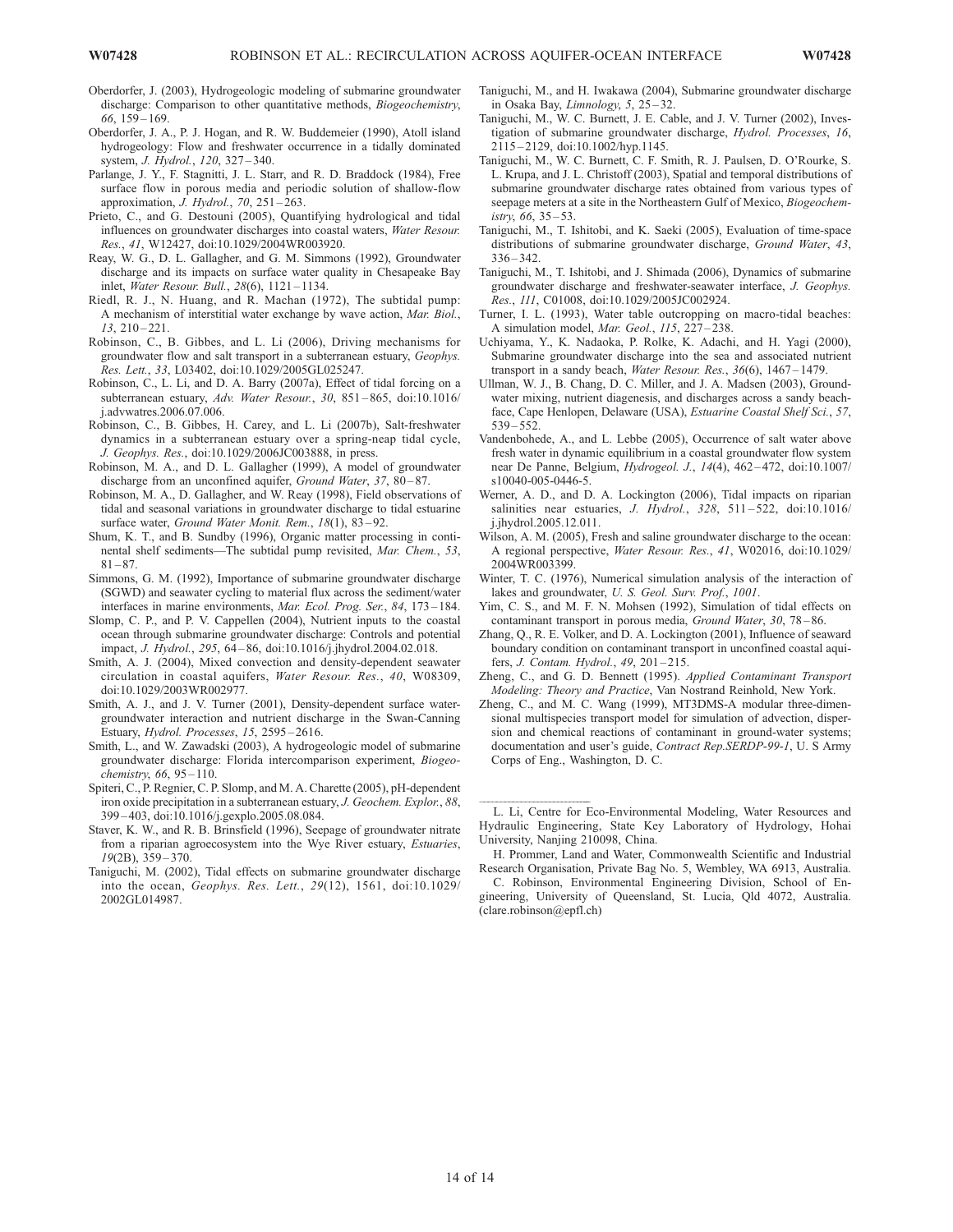Oberdorfer, J. (2003), Hydrogeologic modeling of submarine groundwater discharge: Comparison to other quantitative methods, *Biogeochemistry*, *66*, 159–169.

Oberdorfer, J. A., P. J. Hogan, and R. W. Buddemeier (1990), Atoll island hydrogeology: Flow and freshwater occurrence in a tidally dominated system, *J. Hydrol.*, *120*, 327–340.

Parlange, J. Y., F. Stagnitti, J. L. Starr, and R. D. Braddock (1984), Free surface flow in porous media and periodic solution of shallow-flow approximation, *J. Hydrol.*, *70*, 251–263.

Prieto, C., and G. Destouni (2005), Quantifying hydrological and tidal influences on groundwater discharges into coastal waters, *Water Resour. Res.*, *41*, W12427, doi:10.1029/2004WR003920.

Reay, W. G., D. L. Gallagher, and G. M. Simmons (1992), Groundwater discharge and its impacts on surface water quality in Chesapeake Bay inlet, *Water Resour. Bull.*, *28*(6), 1121–1134.

Riedl, R. J., N. Huang, and R. Machan (1972), The subtidal pump: A mechanism of interstitial water exchange by wave action, *Mar. Biol.*, *13*, 210–221.

Robinson, C., B. Gibbes, and L. Li (2006), Driving mechanisms for groundwater flow and salt transport in a subterranean estuary, *Geophys. Res. Lett.*, *33*, L03402, doi:10.1029/2005GL025247.

Robinson, C., L. Li, and D. A. Barry (2007a), Effect of tidal forcing on a subterranean estuary, *Adv. Water Resour.*, *30*, 851–865, doi:10.1016/j.advwatres.2006.07.006.

Robinson, C., B. Gibbes, H. Carey, and L. Li (2007b), Salt-freshwater dynamics in a subterranean estuary over a spring-neap tidal cycle, *J. Geophys. Res.*, doi:10.1029/2006JC003888, in press.

Robinson, M. A., and D. L. Gallagher (1999), A model of groundwater discharge from an unconfined aquifer, *Ground Water*, *37*, 80–87.

Robinson, M. A., D. Gallagher, and W. Reay (1998), Field observations of tidal and seasonal variations in groundwater discharge to tidal estuarine surface water, *Ground Water Monit. Rem.*, *18*(1), 83–92.

Shum, K. T., and B. Sundby (1996), Organic matter processing in continental shelf sediments—The subtidal pump revisited, *Mar. Chem.*, *53*, 81–87.

Simmons, G. M. (1992), Importance of submarine groundwater discharge (SGWD) and seawater cycling to material flux across the sediment/water interfaces in marine environments, *Mar. Ecol. Prog. Ser.*, *84*, 173–184.

Slomp, C. P., and P. V. Cappellen (2004), Nutrient inputs to the coastal ocean through submarine groundwater discharge: Controls and potential impact, *J. Hydrol.*, *295*, 64–86, doi:10.1016/j.jhydrol.2004.02.018.

Smith, A. J. (2004), Mixed convection and density-dependent seawater circulation in coastal aquifers, *Water Resour. Res.*, *40*, W08309, doi:10.1029/2003WR002977.

Smith, A. J., and J. V. Turner (2001), Density-dependent surface water-groundwater interaction and nutrient discharge in the Swan-Canning Estuary, *Hydrol. Processes*, *15*, 2595–2616.

Smith, L., and W. Zawadski (2003), A hydrogeologic model of submarine groundwater discharge: Florida intercomparison experiment, *Biogeochemistry*, *66*, 95–110.

Spiteri, C., P. Regnier, C. P. Slomp, and M. A. Charette (2005), pH-dependent iron oxide precipitation in a subterranean estuary, *J. Geochem. Explor.*, *88*, 399–403, doi:10.1016/j.gexplo.2005.08.084.

Staver, K. W., and R. B. Brinsfield (1996), Seepage of groundwater nitrate from a riparian agroecosystem into the Wye River estuary, *Estuaries*, *19*(2B), 359–370.

Taniguchi, M. (2002), Tidal effects on submarine groundwater discharge into the ocean, *Geophys. Res. Lett.*, *29*(12), 1561, doi:10.1029/2002GL014987.

Taniguchi, M., and H. Iwakawa (2004), Submarine groundwater discharge in Osaka Bay, *Limnology*, *5*, 25–32.

Taniguchi, M., W. C. Burnett, J. E. Cable, and J. V. Turner (2002), Investigation of submarine groundwater discharge, *Hydrol. Processes*, *16*, 2115–2129, doi:10.1002/hyp.1145.

Taniguchi, M., W. C. Burnett, C. F. Smith, R. J. Paulsen, D. O'Rourke, S. L. Krupa, and J. L. Christoff (2003), Spatial and temporal distributions of submarine groundwater discharge rates obtained from various types of seepage meters at a site in the Northeastern Gulf of Mexico, *Biogeochemistry*, *66*, 35–53.

Taniguchi, M., T. Ishitobi, and K. Saeki (2005), Evaluation of time-space distributions of submarine groundwater discharge, *Ground Water*, *43*, 336–342.

Taniguchi, M., T. Ishitobi, and J. Shimada (2006), Dynamics of submarine groundwater discharge and freshwater-seawater interface, *J. Geophys. Res.*, *111*, C01008, doi:10.1029/2005JC002924.

Turner, I. L. (1993), Water table outcropping on macro-tidal beaches: A simulation model, *Mar. Geol.*, *115*, 227–238.

Uchiyama, Y., K. Nadaoka, P. Rolke, K. Adachi, and H. Yagi (2000), Submarine groundwater discharge into the sea and associated nutrient transport in a sandy beach, *Water Resour. Res.*, *36*(6), 1467–1479.

Ullman, W. J., B. Chang, D. C. Miller, and J. A. Madsen (2003), Groundwater mixing, nutrient diagenesis, and discharges across a sandy beachface, Cape Henlopen, Delaware (USA), *Estuarine Coastal Shelf Sci.*, *57*, 539–552.

Vandenbohede, A., and L. Lebbe (2005), Occurrence of salt water above fresh water in dynamic equilibrium in a coastal groundwater flow system near De Panne, Belgium, *Hydrogeol. J.*, *14*(4), 462–472, doi:10.1007/s10040-005-0446-5.

Werner, A. D., and D. A. Lockington (2006), Tidal impacts on riparian salinities near estuaries, *J. Hydrol.*, *328*, 511–522, doi:10.1016/j.jhydrol.2005.12.011.

Wilson, A. M. (2005), Fresh and saline groundwater discharge to the ocean: A regional perspective, *Water Resour. Res.*, *41*, W02016, doi:10.1029/2004WR003399.

Winter, T. C. (1976), Numerical simulation analysis of the interaction of lakes and groundwater, *U. S. Geol. Surv. Prof.*, *1001*.

Yim, C. S., and M. F. N. Mohsen (1992), Simulation of tidal effects on contaminant transport in porous media, *Ground Water*, *30*, 78–86.

Zhang, Q., R. E. Volker, and D. A. Lockington (2001), Influence of seaward boundary condition on contaminant transport in unconfined coastal aquifers, *J. Contam. Hydrol.*, *49*, 201–215.

Zheng, C., and G. D. Bennett (1995), *Applied Contaminant Transport Modeling: Theory and Practice*, Van Nostrand Reinhold, New York.

Zheng, C., and M. C. Wang (1999), MT3DMS-A modular three-dimensional multispecies transport model for simulation of advection, dispersion and chemical reactions of contaminant in ground-water systems; documentation and user's guide, *Contract Rep.SERDP-99-1*, U. S Army Corps of Eng., Washington, D. C.

---

L. Li, Centre for Eco-Environmental Modeling, Water Resources and Hydraulic Engineering, State Key Laboratory of Hydrology, Hohai University, Nanjing 210098, China.

H. Prommer, Land and Water, Commonwealth Scientific and Industrial Research Organisation, Private Bag No. 5, Wembley, WA 6913, Australia.

C. Robinson, Environmental Engineering Division, School of Engineering, University of Queensland, St. Lucia, Qld 4072, Australia. (clare.robinson@epfl.ch)